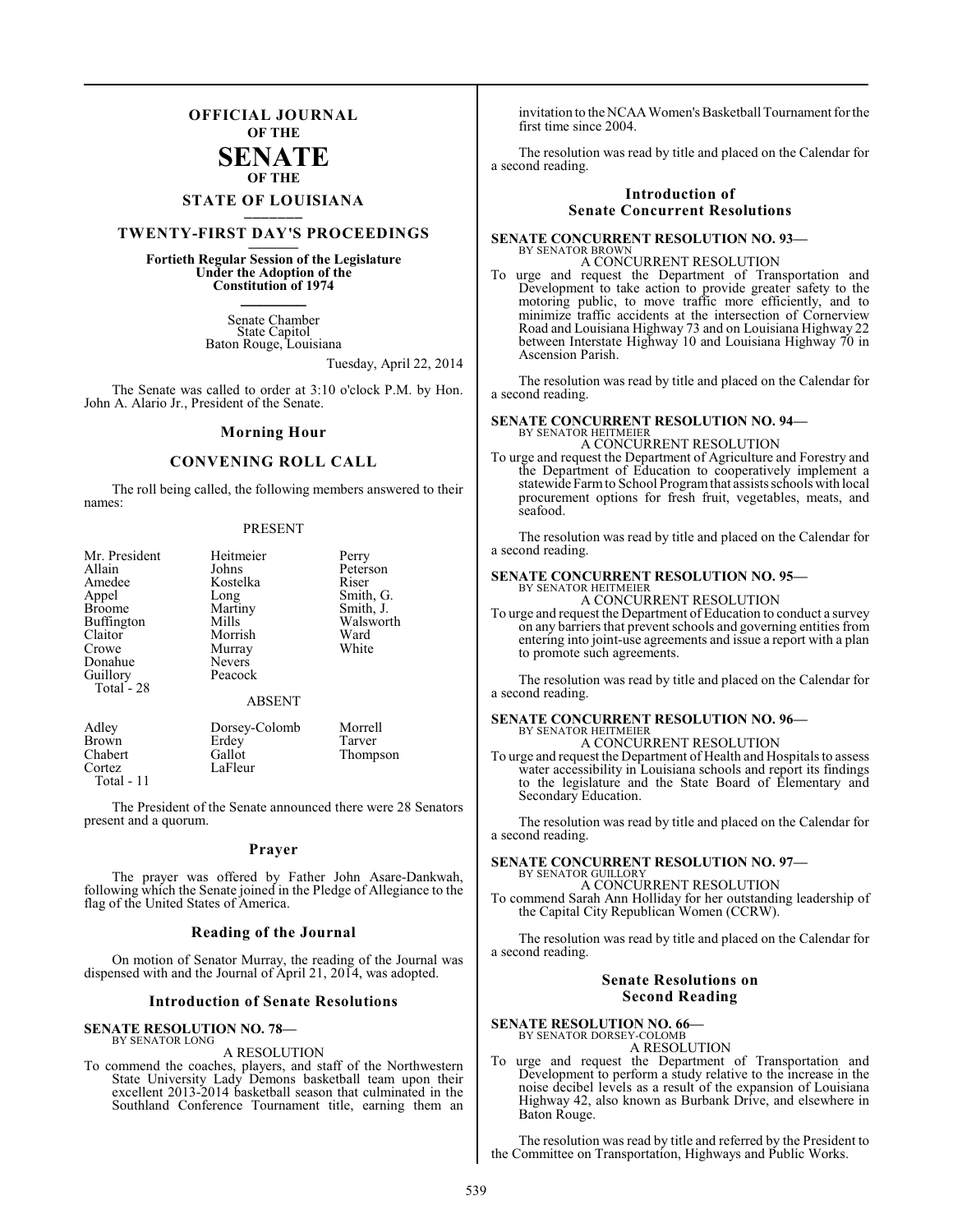# OFFICIAL JOURNAL OF THE SENATE OF THE STATE OF LOUISIANA

## TWENTY-FIRST DAY'S PROCEEDINGS

**Fortieth Regular Session of the Legislature Under the Adoption of the Constitution of 1974**

Senate Chamber
State Capitol
Baton Rouge, Louisiana

Tuesday, April 22, 2014

The Senate was called to order at 3:10 o'clock P.M. by Hon. John A. Alario Jr., President of the Senate.

### Morning Hour

### CONVENING ROLL CALL

The roll being called, the following members answered to their names:

PRESENT

| | | |
|---|---|---|
| Mr. President | Heitmeier | Perry |
| Allain | Johns | Peterson |
| Amedee | Kostelka | Riser |
| Appel | Long | Smith, G. |
| Broome | Martiny | Smith, J. |
| Buffington | Mills | Walsworth |
| Claitor | Morrish | Ward |
| Crowe | Murray | White |
| Donahue | Nevers | |
| Guillory | Peacock | |
| Total - 28 | | |

ABSENT

| | | |
|---|---|---|
| Adley | Dorsey-Colomb | Morrell |
| Brown | Erdey | Tarver |
| Chabert | Gallot | Thompson |
| Cortez | LaFleur | |
| Total - 11 | | |

The President of the Senate announced there were 28 Senators present and a quorum.

### Prayer

The prayer was offered by Father John Asare-Dankwah, following which the Senate joined in the Pledge of Allegiance to the flag of the United States of America.

### Reading of the Journal

On motion of Senator Murray, the reading of the Journal was dispensed with and the Journal of April 21, 2014, was adopted.

### Introduction of Senate Resolutions

**SENATE RESOLUTION NO. 78—**
BY SENATOR LONG

A RESOLUTION

To commend the coaches, players, and staff of the Northwestern State University Lady Demons basketball team upon their excellent 2013-2014 basketball season that culminated in the Southland Conference Tournament title, earning them an invitation to the NCAA Women's Basketball Tournament for the first time since 2004.

The resolution was read by title and placed on the Calendar for a second reading.

### Introduction of Senate Concurrent Resolutions

**SENATE CONCURRENT RESOLUTION NO. 93—**
BY SENATOR BROWN

A CONCURRENT RESOLUTION

To urge and request the Department of Transportation and Development to take action to provide greater safety to the motoring public, to move traffic more efficiently, and to minimize traffic accidents at the intersection of Cornerview Road and Louisiana Highway 73 and on Louisiana Highway 22 between Interstate Highway 10 and Louisiana Highway 70 in Ascension Parish.

The resolution was read by title and placed on the Calendar for a second reading.

**SENATE CONCURRENT RESOLUTION NO. 94—**
BY SENATOR HEITMEIER

A CONCURRENT RESOLUTION

To urge and request the Department of Agriculture and Forestry and the Department of Education to cooperatively implement a statewide Farm to School Program that assists schools with local procurement options for fresh fruit, vegetables, meats, and seafood.

The resolution was read by title and placed on the Calendar for a second reading.

**SENATE CONCURRENT RESOLUTION NO. 95—**
BY SENATOR HEITMEIER

A CONCURRENT RESOLUTION

To urge and request the Department of Education to conduct a survey on any barriers that prevent schools and governing entities from entering into joint-use agreements and issue a report with a plan to promote such agreements.

The resolution was read by title and placed on the Calendar for a second reading.

**SENATE CONCURRENT RESOLUTION NO. 96—**
BY SENATOR HEITMEIER

A CONCURRENT RESOLUTION

To urge and request the Department of Health and Hospitals to assess water accessibility in Louisiana schools and report its findings to the legislature and the State Board of Elementary and Secondary Education.

The resolution was read by title and placed on the Calendar for a second reading.

**SENATE CONCURRENT RESOLUTION NO. 97—**
BY SENATOR GUILLORY

A CONCURRENT RESOLUTION

To commend Sarah Ann Holliday for her outstanding leadership of the Capital City Republican Women (CCRW).

The resolution was read by title and placed on the Calendar for a second reading.

### Senate Resolutions on Second Reading

**SENATE RESOLUTION NO. 66—**
BY SENATOR DORSEY-COLOMB

A RESOLUTION

To urge and request the Department of Transportation and Development to perform a study relative to the increase in the noise decibel levels as a result of the expansion of Louisiana Highway 42, also known as Burbank Drive, and elsewhere in Baton Rouge.

The resolution was read by title and referred by the President to the Committee on Transportation, Highways and Public Works.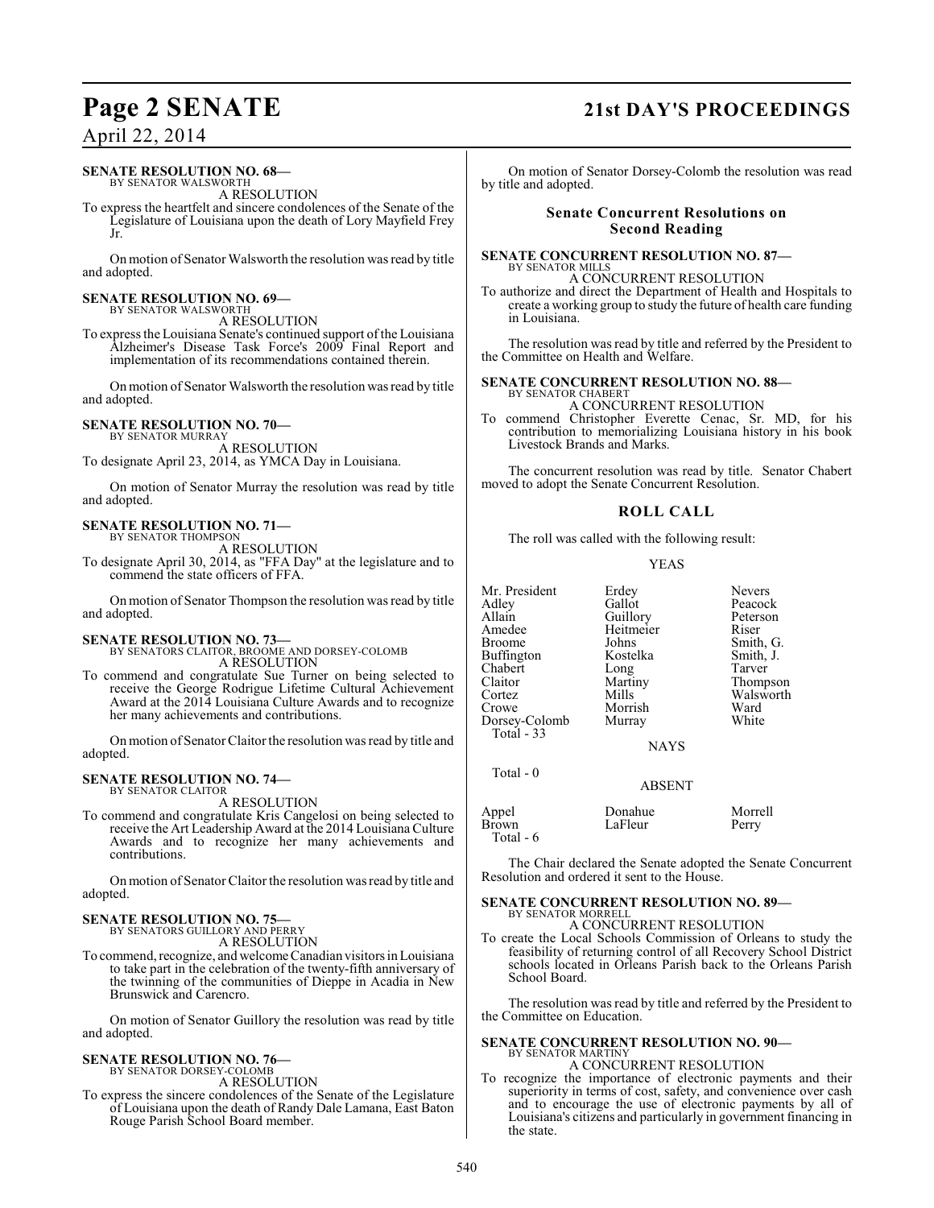**SENATE RESOLUTION NO. 68—**
BY SENATOR WALSWORTH

A RESOLUTION

To express the heartfelt and sincere condolences of the Senate of the Legislature of Louisiana upon the death of Lory Mayfield Frey Jr.

On motion of Senator Walsworth the resolution was read by title and adopted.

**SENATE RESOLUTION NO. 69—**
BY SENATOR WALSWORTH

A RESOLUTION

To express the Louisiana Senate's continued support of the Louisiana Alzheimer's Disease Task Force's 2009 Final Report and implementation of its recommendations contained therein.

On motion of Senator Walsworth the resolution was read by title and adopted.

**SENATE RESOLUTION NO. 70—**
BY SENATOR MURRAY

A RESOLUTION

To designate April 23, 2014, as YMCA Day in Louisiana.

On motion of Senator Murray the resolution was read by title and adopted.

**SENATE RESOLUTION NO. 71—**
BY SENATOR THOMPSON

A RESOLUTION

To designate April 30, 2014, as "FFA Day" at the legislature and to commend the state officers of FFA.

On motion of Senator Thompson the resolution was read by title and adopted.

**SENATE RESOLUTION NO. 73—**
BY SENATORS CLAITOR, BROOME AND DORSEY-COLOMB

A RESOLUTION

To commend and congratulate Sue Turner on being selected to receive the George Rodrigue Lifetime Cultural Achievement Award at the 2014 Louisiana Culture Awards and to recognize her many achievements and contributions.

On motion of Senator Claitor the resolution was read by title and adopted.

**SENATE RESOLUTION NO. 74—**
BY SENATOR CLAITOR

A RESOLUTION

To commend and congratulate Kris Cangelosi on being selected to receive the Art Leadership Award at the 2014 Louisiana Culture Awards and to recognize her many achievements and contributions.

On motion of Senator Claitor the resolution was read by title and adopted.

**SENATE RESOLUTION NO. 75—**
BY SENATORS GUILLORY AND PERRY

A RESOLUTION

To commend, recognize, and welcome Canadian visitors in Louisiana to take part in the celebration of the twenty-fifth anniversary of the twinning of the communities of Dieppe in Acadia in New Brunswick and Carencro.

On motion of Senator Guillory the resolution was read by title and adopted.

**SENATE RESOLUTION NO. 76—**
BY SENATOR DORSEY-COLOMB

A RESOLUTION

To express the sincere condolences of the Senate of the Legislature of Louisiana upon the death of Randy Dale Lamana, East Baton Rouge Parish School Board member.

On motion of Senator Dorsey-Colomb the resolution was read by title and adopted.

## Senate Concurrent Resolutions on Second Reading

**SENATE CONCURRENT RESOLUTION NO. 87—**
BY SENATOR MILLS

A CONCURRENT RESOLUTION

To authorize and direct the Department of Health and Hospitals to create a working group to study the future of health care funding in Louisiana.

The resolution was read by title and referred by the President to the Committee on Health and Welfare.

**SENATE CONCURRENT RESOLUTION NO. 88—**
BY SENATOR CHABERT

A CONCURRENT RESOLUTION

To commend Christopher Everette Cenac, Sr. MD, for his contribution to memorializing Louisiana history in his book Livestock Brands and Marks.

The concurrent resolution was read by title. Senator Chabert moved to adopt the Senate Concurrent Resolution.

## ROLL CALL

The roll was called with the following result:

YEAS

| | | |
|---|---|---|
| Mr. President | Erdey | Nevers |
| Adley | Gallot | Peacock |
| Allain | Guillory | Peterson |
| Amedee | Heitmeier | Riser |
| Broome | Johns | Smith, G. |
| Buffington | Kostelka | Smith, J. |
| Chabert | Long | Tarver |
| Claitor | Martiny | Thompson |
| Cortez | Mills | Walsworth |
| Crowe | Morrish | Ward |
| Dorsey-Colomb | Murray | White |

Total - 33

NAYS

Total - 0

ABSENT

| | | |
|---|---|---|
| Appel | Donahue | Morrell |
| Brown | LaFleur | Perry |

Total - 6

The Chair declared the Senate adopted the Senate Concurrent Resolution and ordered it sent to the House.

**SENATE CONCURRENT RESOLUTION NO. 89—**
BY SENATOR MORRELL

A CONCURRENT RESOLUTION

To create the Local Schools Commission of Orleans to study the feasibility of returning control of all Recovery School District schools located in Orleans Parish back to the Orleans Parish School Board.

The resolution was read by title and referred by the President to the Committee on Education.

**SENATE CONCURRENT RESOLUTION NO. 90—**
BY SENATOR MARTINY

A CONCURRENT RESOLUTION

To recognize the importance of electronic payments and their superiority in terms of cost, safety, and convenience over cash and to encourage the use of electronic payments by all of Louisiana's citizens and particularly in government financing in the state.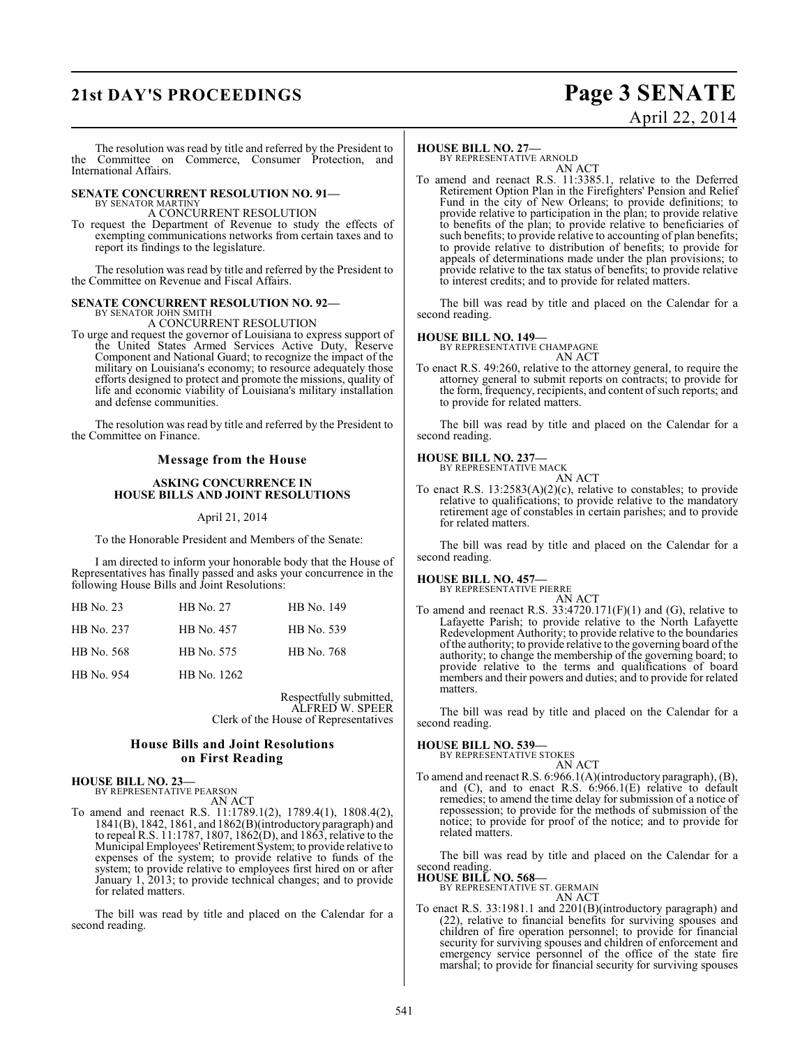The resolution was read by title and referred by the President to the Committee on Commerce, Consumer Protection, and International Affairs.

**SENATE CONCURRENT RESOLUTION NO. 91—**
BY SENATOR MARTINY
A CONCURRENT RESOLUTION
To request the Department of Revenue to study the effects of exempting communications networks from certain taxes and to report its findings to the legislature.

The resolution was read by title and referred by the President to the Committee on Revenue and Fiscal Affairs.

**SENATE CONCURRENT RESOLUTION NO. 92—**
BY SENATOR JOHN SMITH
A CONCURRENT RESOLUTION
To urge and request the governor of Louisiana to express support of the United States Armed Services Active Duty, Reserve Component and National Guard; to recognize the impact of the military on Louisiana's economy; to resource adequately those efforts designed to protect and promote the missions, quality of life and economic viability of Louisiana's military installation and defense communities.

The resolution was read by title and referred by the President to the Committee on Finance.

## Message from the House

### ASKING CONCURRENCE IN HOUSE BILLS AND JOINT RESOLUTIONS

April 21, 2014

To the Honorable President and Members of the Senate:

I am directed to inform your honorable body that the House of Representatives has finally passed and asks your concurrence in the following House Bills and Joint Resolutions:

| | | |
|---|---|---|
| HB No. 23 | HB No. 27 | HB No. 149 |
| HB No. 237 | HB No. 457 | HB No. 539 |
| HB No. 568 | HB No. 575 | HB No. 768 |
| HB No. 954 | HB No. 1262 | |

Respectfully submitted,
ALFRED W. SPEER
Clerk of the House of Representatives

## House Bills and Joint Resolutions on First Reading

**HOUSE BILL NO. 23—**
BY REPRESENTATIVE PEARSON
AN ACT
To amend and reenact R.S. 11:1789.1(2), 1789.4(1), 1808.4(2), 1841(B), 1842, 1861, and 1862(B)(introductory paragraph) and to repeal R.S. 11:1787, 1807, 1862(D), and 1863, relative to the Municipal Employees' Retirement System; to provide relative to expenses of the system; to provide relative to funds of the system; to provide relative to employees first hired on or after January 1, 2013; to provide technical changes; and to provide for related matters.

The bill was read by title and placed on the Calendar for a second reading.

**HOUSE BILL NO. 27—**
BY REPRESENTATIVE ARNOLD
AN ACT
To amend and reenact R.S. 11:3385.1, relative to the Deferred Retirement Option Plan in the Firefighters' Pension and Relief Fund in the city of New Orleans; to provide definitions; to provide relative to participation in the plan; to provide relative to benefits of the plan; to provide relative to beneficiaries of such benefits; to provide relative to accounting of plan benefits; to provide relative to distribution of benefits; to provide for appeals of determinations made under the plan provisions; to provide relative to the tax status of benefits; to provide relative to interest credits; and to provide for related matters.

The bill was read by title and placed on the Calendar for a second reading.

**HOUSE BILL NO. 149—**
BY REPRESENTATIVE CHAMPAGNE
AN ACT
To enact R.S. 49:260, relative to the attorney general, to require the attorney general to submit reports on contracts; to provide for the form, frequency, recipients, and content of such reports; and to provide for related matters.

The bill was read by title and placed on the Calendar for a second reading.

**HOUSE BILL NO. 237—**
BY REPRESENTATIVE MACK
AN ACT
To enact R.S. 13:2583(A)(2)(c), relative to constables; to provide relative to qualifications; to provide relative to the mandatory retirement age of constables in certain parishes; and to provide for related matters.

The bill was read by title and placed on the Calendar for a second reading.

**HOUSE BILL NO. 457—**
BY REPRESENTATIVE PIERRE
AN ACT
To amend and reenact R.S. 33:4720.171(F)(1) and (G), relative to Lafayette Parish; to provide relative to the North Lafayette Redevelopment Authority; to provide relative to the boundaries of the authority; to provide relative to the governing board of the authority; to change the membership of the governing board; to provide relative to the terms and qualifications of board members and their powers and duties; and to provide for related matters.

The bill was read by title and placed on the Calendar for a second reading.

**HOUSE BILL NO. 539—**
BY REPRESENTATIVE STOKES
AN ACT
To amend and reenact R.S. 6:966.1(A)(introductory paragraph), (B), and (C), and to enact R.S. 6:966.1(E) relative to default remedies; to amend the time delay for submission of a notice of repossession; to provide for the methods of submission of the notice; to provide for proof of the notice; and to provide for related matters.

The bill was read by title and placed on the Calendar for a second reading.

**HOUSE BILL NO. 568—**
BY REPRESENTATIVE ST. GERMAIN
AN ACT
To enact R.S. 33:1981.1 and 2201(B)(introductory paragraph) and (22), relative to financial benefits for surviving spouses and children of fire operation personnel; to provide for financial security for surviving spouses and children of enforcement and emergency service personnel of the office of the state fire marshal; to provide for financial security for surviving spouses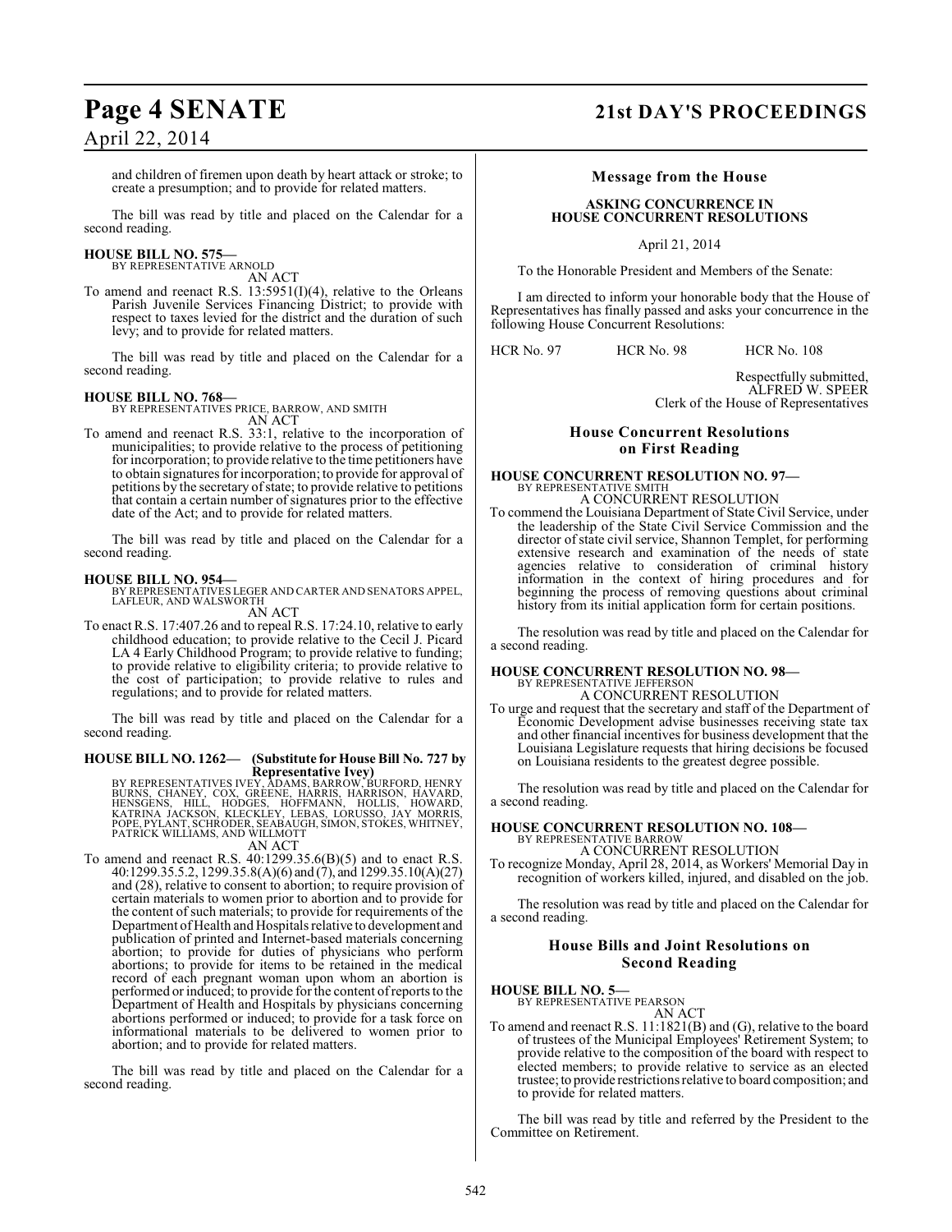and children of firemen upon death by heart attack or stroke; to create a presumption; and to provide for related matters.

The bill was read by title and placed on the Calendar for a second reading.

**HOUSE BILL NO. 575—**
BY REPRESENTATIVE ARNOLD
AN ACT

To amend and reenact R.S. 13:5951(I)(4), relative to the Orleans Parish Juvenile Services Financing District; to provide with respect to taxes levied for the district and the duration of such levy; and to provide for related matters.

The bill was read by title and placed on the Calendar for a second reading.

**HOUSE BILL NO. 768—**
BY REPRESENTATIVES PRICE, BARROW, AND SMITH
AN ACT

To amend and reenact R.S. 33:1, relative to the incorporation of municipalities; to provide relative to the process of petitioning for incorporation; to provide relative to the time petitioners have to obtain signatures for incorporation; to provide for approval of petitions by the secretary of state; to provide relative to petitions that contain a certain number of signatures prior to the effective date of the Act; and to provide for related matters.

The bill was read by title and placed on the Calendar for a second reading.

**HOUSE BILL NO. 954—**
BY REPRESENTATIVES LEGER AND CARTER AND SENATORS APPEL, LAFLEUR, AND WALSWORTH
AN ACT

To enact R.S. 17:407.26 and to repeal R.S. 17:24.10, relative to early childhood education; to provide relative to the Cecil J. Picard LA 4 Early Childhood Program; to provide relative to funding; to provide relative to eligibility criteria; to provide relative to the cost of participation; to provide relative to rules and regulations; and to provide for related matters.

The bill was read by title and placed on the Calendar for a second reading.

**HOUSE BILL NO. 1262— (Substitute for House Bill No. 727 by Representative Ivey)**
BY REPRESENTATIVES IVEY, ADAMS, BARROW, BURFORD, HENRY BURNS, CHANEY, COX, GREENE, HARRIS, HARRISON, HAVARD, HENSGENS, HILL, HODGES, HOFFMANN, HOLLIS, HOWARD, KATRINA JACKSON, KLECKLEY, LEBAS, LORUSSO, JAY MORRIS, POPE, PYLANT, SCHRODER, SEABAUGH, SIMON, STOKES, WHITNEY, PATRICK WILLIAMS, AND WILLMOTT
AN ACT

To amend and reenact R.S. 40:1299.35.6(B)(5) and to enact R.S. 40:1299.35.5.2, 1299.35.8(A)(6) and (7), and 1299.35.10(A)(27) and (28), relative to consent to abortion; to require provision of certain materials to women prior to abortion and to provide for the content of such materials; to provide for requirements of the Department of Health and Hospitals relative to development and publication of printed and Internet-based materials concerning abortion; to provide for duties of physicians who perform abortions; to provide for items to be retained in the medical record of each pregnant woman upon whom an abortion is performed or induced; to provide for the content of reports to the Department of Health and Hospitals by physicians concerning abortions performed or induced; to provide for a task force on informational materials to be delivered to women prior to abortion; and to provide for related matters.

The bill was read by title and placed on the Calendar for a second reading.

## Message from the House

### ASKING CONCURRENCE IN HOUSE CONCURRENT RESOLUTIONS

April 21, 2014

To the Honorable President and Members of the Senate:

I am directed to inform your honorable body that the House of Representatives has finally passed and asks your concurrence in the following House Concurrent Resolutions:

HCR No. 97 HCR No. 98 HCR No. 108

Respectfully submitted,
ALFRED W. SPEER
Clerk of the House of Representatives

## House Concurrent Resolutions on First Reading

**HOUSE CONCURRENT RESOLUTION NO. 97—**
BY REPRESENTATIVE SMITH
A CONCURRENT RESOLUTION

To commend the Louisiana Department of State Civil Service, under the leadership of the State Civil Service Commission and the director of state civil service, Shannon Templet, for performing extensive research and examination of the needs of state agencies relative to consideration of criminal history information in the context of hiring procedures and for beginning the process of removing questions about criminal history from its initial application form for certain positions.

The resolution was read by title and placed on the Calendar for a second reading.

**HOUSE CONCURRENT RESOLUTION NO. 98—**
BY REPRESENTATIVE JEFFERSON
A CONCURRENT RESOLUTION

To urge and request that the secretary and staff of the Department of Economic Development advise businesses receiving state tax and other financial incentives for business development that the Louisiana Legislature requests that hiring decisions be focused on Louisiana residents to the greatest degree possible.

The resolution was read by title and placed on the Calendar for a second reading.

**HOUSE CONCURRENT RESOLUTION NO. 108—**
BY REPRESENTATIVE BARROW
A CONCURRENT RESOLUTION

To recognize Monday, April 28, 2014, as Workers' Memorial Day in recognition of workers killed, injured, and disabled on the job.

The resolution was read by title and placed on the Calendar for a second reading.

## House Bills and Joint Resolutions on Second Reading

**HOUSE BILL NO. 5—**
BY REPRESENTATIVE PEARSON
AN ACT

To amend and reenact R.S. 11:1821(B) and (G), relative to the board of trustees of the Municipal Employees' Retirement System; to provide relative to the composition of the board with respect to elected members; to provide relative to service as an elected trustee; to provide restrictions relative to board composition; and to provide for related matters.

The bill was read by title and referred by the President to the Committee on Retirement.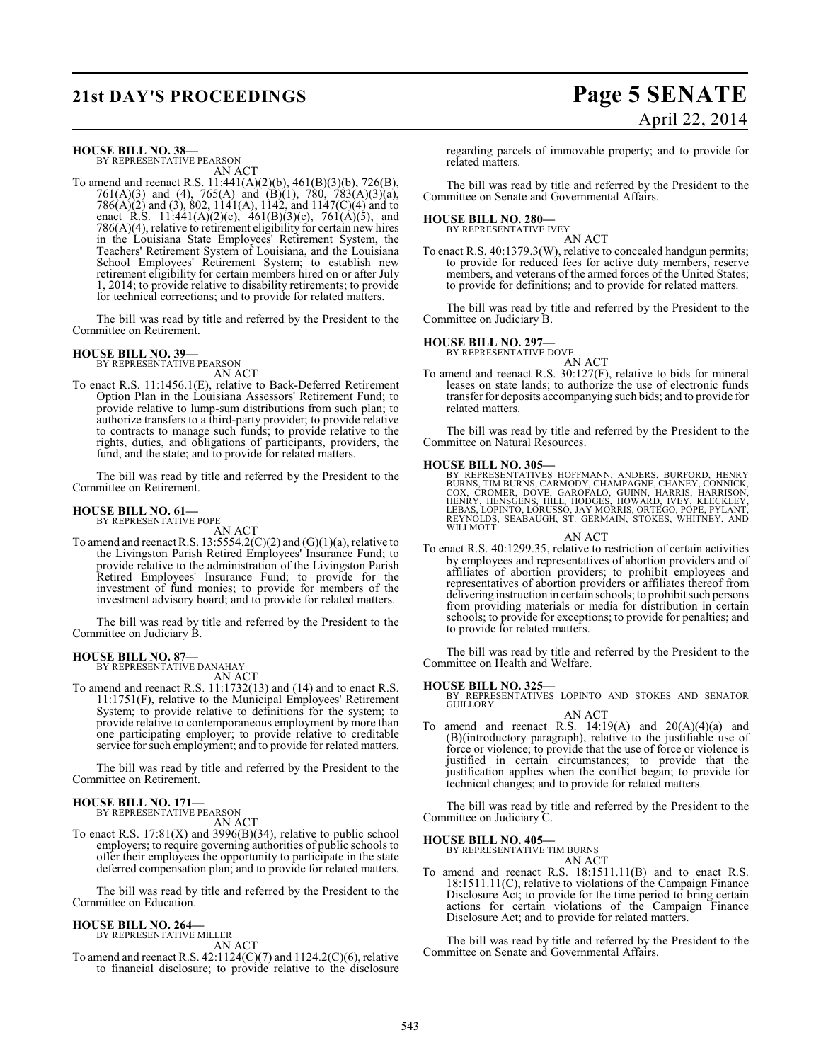**HOUSE BILL NO. 38—**
BY REPRESENTATIVE PEARSON

AN ACT

To amend and reenact R.S. 11:441(A)(2)(b), 461(B)(3)(b), 726(B), 761(A)(3) and (4), 765(A) and (B)(1), 780, 783(A)(3)(a), 786(A)(2) and (3), 802, 1141(A), 1142, and 1147(C)(4) and to enact R.S. 11:441(A)(2)(c), 461(B)(3)(c), 761(A)(5), and 786(A)(4), relative to retirement eligibility for certain new hires in the Louisiana State Employees' Retirement System, the Teachers' Retirement System of Louisiana, and the Louisiana School Employees' Retirement System; to establish new retirement eligibility for certain members hired on or after July 1, 2014; to provide relative to disability retirements; to provide for technical corrections; and to provide for related matters.

The bill was read by title and referred by the President to the Committee on Retirement.

**HOUSE BILL NO. 39—**
BY REPRESENTATIVE PEARSON

AN ACT

To enact R.S. 11:1456.1(E), relative to Back-Deferred Retirement Option Plan in the Louisiana Assessors' Retirement Fund; to provide relative to lump-sum distributions from such plan; to authorize transfers to a third-party provider; to provide relative to contracts to manage such funds; to provide relative to the rights, duties, and obligations of participants, providers, the fund, and the state; and to provide for related matters.

The bill was read by title and referred by the President to the Committee on Retirement.

**HOUSE BILL NO. 61—**
BY REPRESENTATIVE POPE

AN ACT

To amend and reenact R.S. 13:5554.2(C)(2) and (G)(1)(a), relative to the Livingston Parish Retired Employees' Insurance Fund; to provide relative to the administration of the Livingston Parish Retired Employees' Insurance Fund; to provide for the investment of fund monies; to provide for members of the investment advisory board; and to provide for related matters.

The bill was read by title and referred by the President to the Committee on Judiciary B.

**HOUSE BILL NO. 87—**
BY REPRESENTATIVE DANAHAY

AN ACT

To amend and reenact R.S. 11:1732(13) and (14) and to enact R.S. 11:1751(F), relative to the Municipal Employees' Retirement System; to provide relative to definitions for the system; to provide relative to contemporaneous employment by more than one participating employer; to provide relative to creditable service for such employment; and to provide for related matters.

The bill was read by title and referred by the President to the Committee on Retirement.

**HOUSE BILL NO. 171—**
BY REPRESENTATIVE PEARSON

AN ACT

To enact R.S. 17:81(X) and 3996(B)(34), relative to public school employers; to require governing authorities of public schools to offer their employees the opportunity to participate in the state deferred compensation plan; and to provide for related matters.

The bill was read by title and referred by the President to the Committee on Education.

**HOUSE BILL NO. 264—**
BY REPRESENTATIVE MILLER

AN ACT

To amend and reenact R.S. 42:1124(C)(7) and 1124.2(C)(6), relative to financial disclosure; to provide relative to the disclosure regarding parcels of immovable property; and to provide for related matters.

The bill was read by title and referred by the President to the Committee on Senate and Governmental Affairs.

**HOUSE BILL NO. 280—**
BY REPRESENTATIVE IVEY

AN ACT

To enact R.S. 40:1379.3(W), relative to concealed handgun permits; to provide for reduced fees for active duty members, reserve members, and veterans of the armed forces of the United States; to provide for definitions; and to provide for related matters.

The bill was read by title and referred by the President to the Committee on Judiciary B.

**HOUSE BILL NO. 297—**
BY REPRESENTATIVE DOVE

AN ACT

To amend and reenact R.S. 30:127(F), relative to bids for mineral leases on state lands; to authorize the use of electronic funds transfer for deposits accompanying such bids; and to provide for related matters.

The bill was read by title and referred by the President to the Committee on Natural Resources.

**HOUSE BILL NO. 305—**
BY REPRESENTATIVES HOFFMANN, ANDERS, BURFORD, HENRY BURNS, TIM BURNS, CARMODY, CHAMPAGNE, CHANEY, CONNICK, COX, CROMER, DOVE, GAROFALO, GUINN, HARRIS, HARRISON, HENRY, HENSGENS, HILL, HODGES, HOWARD, IVEY, KLECKLEY, LEBAS, LOPINTO, LORUSSO, JAY MORRIS, ORTEGO, POPE, PYLANT, REYNOLDS, SEABAUGH, ST. GERMAIN, STOKES, WHITNEY, AND WILLMOTT

AN ACT

To enact R.S. 40:1299.35, relative to restriction of certain activities by employees and representatives of abortion providers and of affiliates of abortion providers; to prohibit employees and representatives of abortion providers or affiliates thereof from delivering instruction in certain schools; to prohibit such persons from providing materials or media for distribution in certain schools; to provide for exceptions; to provide for penalties; and to provide for related matters.

The bill was read by title and referred by the President to the Committee on Health and Welfare.

**HOUSE BILL NO. 325—**
BY REPRESENTATIVES LOPINTO AND STOKES AND SENATOR GUILLORY

AN ACT

To amend and reenact R.S. 14:19(A) and 20(A)(4)(a) and (B)(introductory paragraph), relative to the justifiable use of force or violence; to provide that the use of force or violence is justified in certain circumstances; to provide that the justification applies when the conflict began; to provide for technical changes; and to provide for related matters.

The bill was read by title and referred by the President to the Committee on Judiciary C.

**HOUSE BILL NO. 405—**
BY REPRESENTATIVE TIM BURNS

AN ACT

To amend and reenact R.S. 18:1511.11(B) and to enact R.S. 18:1511.11(C), relative to violations of the Campaign Finance Disclosure Act; to provide for the time period to bring certain actions for certain violations of the Campaign Finance Disclosure Act; and to provide for related matters.

The bill was read by title and referred by the President to the Committee on Senate and Governmental Affairs.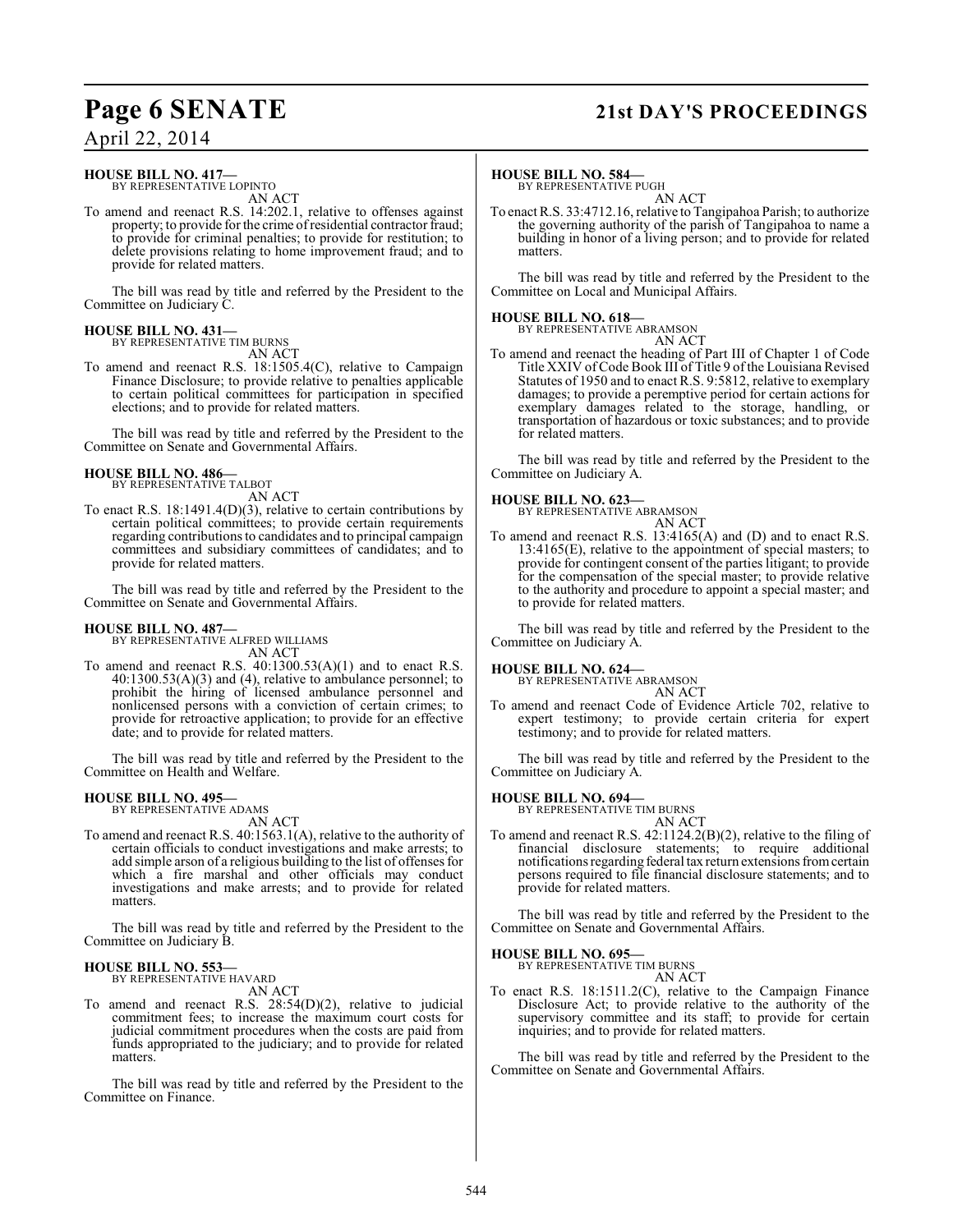**HOUSE BILL NO. 417—**
BY REPRESENTATIVE LOPINTO

AN ACT

To amend and reenact R.S. 14:202.1, relative to offenses against property; to provide for the crime of residential contractor fraud; to provide for criminal penalties; to provide for restitution; to delete provisions relating to home improvement fraud; and to provide for related matters.

The bill was read by title and referred by the President to the Committee on Judiciary C.

**HOUSE BILL NO. 431—**
BY REPRESENTATIVE TIM BURNS

AN ACT

To amend and reenact R.S. 18:1505.4(C), relative to Campaign Finance Disclosure; to provide relative to penalties applicable to certain political committees for participation in specified elections; and to provide for related matters.

The bill was read by title and referred by the President to the Committee on Senate and Governmental Affairs.

**HOUSE BILL NO. 486—**
BY REPRESENTATIVE TALBOT

AN ACT

To enact R.S. 18:1491.4(D)(3), relative to certain contributions by certain political committees; to provide certain requirements regarding contributions to candidates and to principal campaign committees and subsidiary committees of candidates; and to provide for related matters.

The bill was read by title and referred by the President to the Committee on Senate and Governmental Affairs.

**HOUSE BILL NO. 487—**
BY REPRESENTATIVE ALFRED WILLIAMS

AN ACT

To amend and reenact R.S. 40:1300.53(A)(1) and to enact R.S. 40:1300.53(A)(3) and (4), relative to ambulance personnel; to prohibit the hiring of licensed ambulance personnel and nonlicensed persons with a conviction of certain crimes; to provide for retroactive application; to provide for an effective date; and to provide for related matters.

The bill was read by title and referred by the President to the Committee on Health and Welfare.

**HOUSE BILL NO. 495—**
BY REPRESENTATIVE ADAMS

AN ACT

To amend and reenact R.S. 40:1563.1(A), relative to the authority of certain officials to conduct investigations and make arrests; to add simple arson of a religious building to the list of offenses for which a fire marshal and other officials may conduct investigations and make arrests; and to provide for related matters.

The bill was read by title and referred by the President to the Committee on Judiciary B.

**HOUSE BILL NO. 553—**
BY REPRESENTATIVE HAVARD

AN ACT

To amend and reenact R.S. 28:54(D)(2), relative to judicial commitment fees; to increase the maximum court costs for judicial commitment procedures when the costs are paid from funds appropriated to the judiciary; and to provide for related matters.

The bill was read by title and referred by the President to the Committee on Finance.

**HOUSE BILL NO. 584—**
BY REPRESENTATIVE PUGH

AN ACT

To enact R.S. 33:4712.16, relative to Tangipahoa Parish; to authorize the governing authority of the parish of Tangipahoa to name a building in honor of a living person; and to provide for related matters.

The bill was read by title and referred by the President to the Committee on Local and Municipal Affairs.

**HOUSE BILL NO. 618—**
BY REPRESENTATIVE ABRAMSON

AN ACT

To amend and reenact the heading of Part III of Chapter 1 of Code Title XXIV of Code Book III of Title 9 of the Louisiana Revised Statutes of 1950 and to enact R.S. 9:5812, relative to exemplary damages; to provide a peremptive period for certain actions for exemplary damages related to the storage, handling, or transportation of hazardous or toxic substances; and to provide for related matters.

The bill was read by title and referred by the President to the Committee on Judiciary A.

**HOUSE BILL NO. 623—**
BY REPRESENTATIVE ABRAMSON

AN ACT

To amend and reenact R.S. 13:4165(A) and (D) and to enact R.S. 13:4165(E), relative to the appointment of special masters; to provide for contingent consent of the parties litigant; to provide for the compensation of the special master; to provide relative to the authority and procedure to appoint a special master; and to provide for related matters.

The bill was read by title and referred by the President to the Committee on Judiciary A.

**HOUSE BILL NO. 624—**
BY REPRESENTATIVE ABRAMSON

AN ACT

To amend and reenact Code of Evidence Article 702, relative to expert testimony; to provide certain criteria for expert testimony; and to provide for related matters.

The bill was read by title and referred by the President to the Committee on Judiciary A.

**HOUSE BILL NO. 694—**
BY REPRESENTATIVE TIM BURNS

AN ACT

To amend and reenact R.S. 42:1124.2(B)(2), relative to the filing of financial disclosure statements; to require additional notifications regarding federal tax return extensions from certain persons required to file financial disclosure statements; and to provide for related matters.

The bill was read by title and referred by the President to the Committee on Senate and Governmental Affairs.

**HOUSE BILL NO. 695—**
BY REPRESENTATIVE TIM BURNS

AN ACT

To enact R.S. 18:1511.2(C), relative to the Campaign Finance Disclosure Act; to provide relative to the authority of the supervisory committee and its staff; to provide for certain inquiries; and to provide for related matters.

The bill was read by title and referred by the President to the Committee on Senate and Governmental Affairs.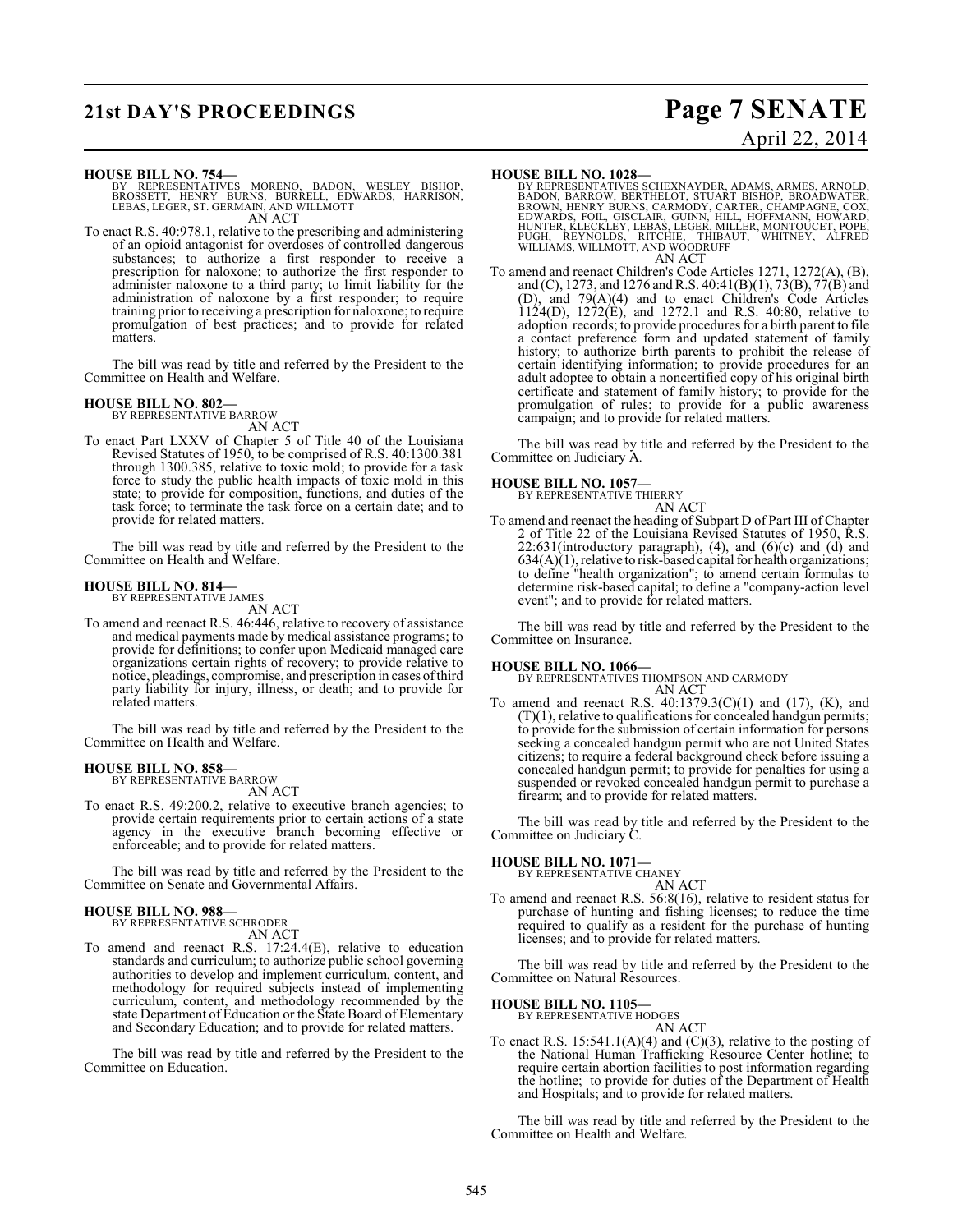**HOUSE BILL NO. 754—**
BY REPRESENTATIVES MORENO, BADON, WESLEY BISHOP, BROSSETT, HENRY BURNS, BURRELL, EDWARDS, HARRISON, LEBAS, LEGER, ST. GERMAIN, AND WILLMOTT
AN ACT

To enact R.S. 40:978.1, relative to the prescribing and administering of an opioid antagonist for overdoses of controlled dangerous substances; to authorize a first responder to receive a prescription for naloxone; to authorize the first responder to administer naloxone to a third party; to limit liability for the administration of naloxone by a first responder; to require training prior to receiving a prescription for naloxone; to require promulgation of best practices; and to provide for related matters.

The bill was read by title and referred by the President to the Committee on Health and Welfare.

**HOUSE BILL NO. 802—**
BY REPRESENTATIVE BARROW
AN ACT

To enact Part LXXV of Chapter 5 of Title 40 of the Louisiana Revised Statutes of 1950, to be comprised of R.S. 40:1300.381 through 1300.385, relative to toxic mold; to provide for a task force to study the public health impacts of toxic mold in this state; to provide for composition, functions, and duties of the task force; to terminate the task force on a certain date; and to provide for related matters.

The bill was read by title and referred by the President to the Committee on Health and Welfare.

**HOUSE BILL NO. 814—**
BY REPRESENTATIVE JAMES
AN ACT

To amend and reenact R.S. 46:446, relative to recovery of assistance and medical payments made by medical assistance programs; to provide for definitions; to confer upon Medicaid managed care organizations certain rights of recovery; to provide relative to notice, pleadings, compromise, and prescription in cases of third party liability for injury, illness, or death; and to provide for related matters.

The bill was read by title and referred by the President to the Committee on Health and Welfare.

**HOUSE BILL NO. 858—**
BY REPRESENTATIVE BARROW
AN ACT

To enact R.S. 49:200.2, relative to executive branch agencies; to provide certain requirements prior to certain actions of a state agency in the executive branch becoming effective or enforceable; and to provide for related matters.

The bill was read by title and referred by the President to the Committee on Senate and Governmental Affairs.

**HOUSE BILL NO. 988—**
BY REPRESENTATIVE SCHRODER
AN ACT

To amend and reenact R.S. 17:24.4(E), relative to education standards and curriculum; to authorize public school governing authorities to develop and implement curriculum, content, and methodology for required subjects instead of implementing curriculum, content, and methodology recommended by the state Department of Education or the State Board of Elementary and Secondary Education; and to provide for related matters.

The bill was read by title and referred by the President to the Committee on Education.

**HOUSE BILL NO. 1028—**
BY REPRESENTATIVES SCHEXNAYDER, ADAMS, ARMES, ARNOLD, BADON, BARROW, BERTHELOT, STUART BISHOP, BROADWATER, BROWN, HENRY BURNS, CARMODY, CARTER, CHAMPAGNE, COX, EDWARDS, FOIL, GISCLAIR, GUINN, HILL, HOFFMANN, HOWARD, HUNTER, KLECKLEY, LEBAS, LEGER, MILLER, MONTOUCET, POPE, PUGH, REYNOLDS, RITCHIE, THIBAUT, WHITNEY, ALFRED WILLIAMS, WILLMOTT, AND WOODRUFF
AN ACT

To amend and reenact Children's Code Articles 1271, 1272(A), (B), and (C), 1273, and 1276 and R.S. 40:41(B)(1), 73(B), 77(B) and (D), and 79(A)(4) and to enact Children's Code Articles 1124(D), 1272(E), and 1272.1 and R.S. 40:80, relative to adoption records; to provide procedures for a birth parent to file a contact preference form and updated statement of family history; to authorize birth parents to prohibit the release of certain identifying information; to provide procedures for an adult adoptee to obtain a noncertified copy of his original birth certificate and statement of family history; to provide for the promulgation of rules; to provide for a public awareness campaign; and to provide for related matters.

The bill was read by title and referred by the President to the Committee on Judiciary A.

**HOUSE BILL NO. 1057—**
BY REPRESENTATIVE THIERRY
AN ACT

To amend and reenact the heading of Subpart D of Part III of Chapter 2 of Title 22 of the Louisiana Revised Statutes of 1950, R.S. 22:631(introductory paragraph), (4), and (6)(c) and (d) and 634(A)(1), relative to risk-based capital for health organizations; to define "health organization"; to amend certain formulas to determine risk-based capital; to define a "company-action level event"; and to provide for related matters.

The bill was read by title and referred by the President to the Committee on Insurance.

**HOUSE BILL NO. 1066—**
BY REPRESENTATIVES THOMPSON AND CARMODY
AN ACT

To amend and reenact R.S. 40:1379.3(C)(1) and (17), (K), and (T)(1), relative to qualifications for concealed handgun permits; to provide for the submission of certain information for persons seeking a concealed handgun permit who are not United States citizens; to require a federal background check before issuing a concealed handgun permit; to provide for penalties for using a suspended or revoked concealed handgun permit to purchase a firearm; and to provide for related matters.

The bill was read by title and referred by the President to the Committee on Judiciary C.

**HOUSE BILL NO. 1071—**
BY REPRESENTATIVE CHANEY
AN ACT

To amend and reenact R.S. 56:8(16), relative to resident status for purchase of hunting and fishing licenses; to reduce the time required to qualify as a resident for the purchase of hunting licenses; and to provide for related matters.

The bill was read by title and referred by the President to the Committee on Natural Resources.

**HOUSE BILL NO. 1105—**
BY REPRESENTATIVE HODGES
AN ACT

To enact R.S. 15:541.1(A)(4) and (C)(3), relative to the posting of the National Human Trafficking Resource Center hotline; to require certain abortion facilities to post information regarding the hotline; to provide for duties of the Department of Health and Hospitals; and to provide for related matters.

The bill was read by title and referred by the President to the Committee on Health and Welfare.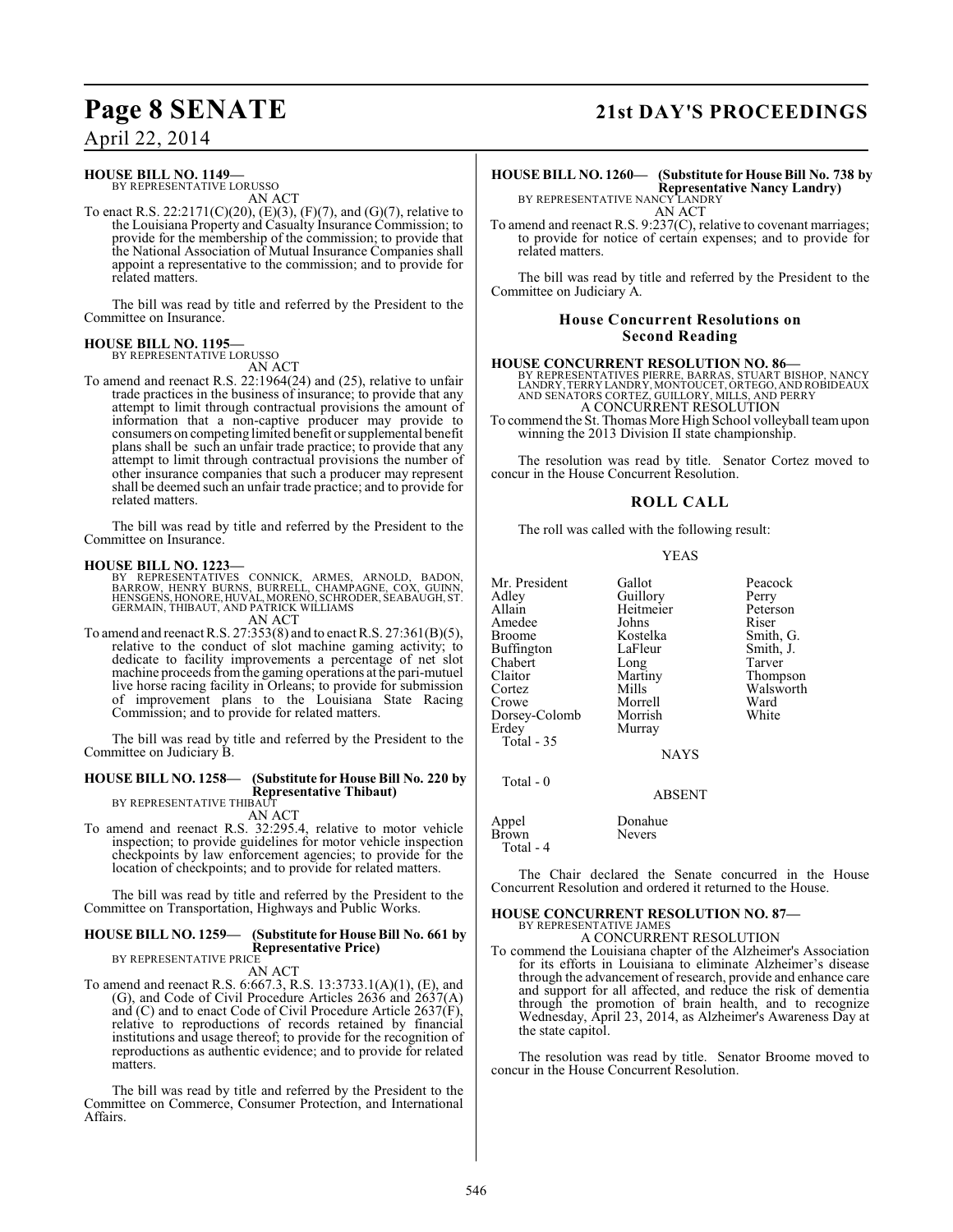**HOUSE BILL NO. 1149—**
BY REPRESENTATIVE LORUSSO
AN ACT

To enact R.S. 22:2171(C)(20), (E)(3), (F)(7), and (G)(7), relative to the Louisiana Property and Casualty Insurance Commission; to provide for the membership of the commission; to provide that the National Association of Mutual Insurance Companies shall appoint a representative to the commission; and to provide for related matters.

The bill was read by title and referred by the President to the Committee on Insurance.

**HOUSE BILL NO. 1195—**
BY REPRESENTATIVE LORUSSO
AN ACT

To amend and reenact R.S. 22:1964(24) and (25), relative to unfair trade practices in the business of insurance; to provide that any attempt to limit through contractual provisions the amount of information that a non-captive producer may provide to consumers on competing limited benefit or supplemental benefit plans shall be such an unfair trade practice; to provide that any attempt to limit through contractual provisions the number of other insurance companies that such a producer may represent shall be deemed such an unfair trade practice; and to provide for related matters.

The bill was read by title and referred by the President to the Committee on Insurance.

**HOUSE BILL NO. 1223—**
BY REPRESENTATIVES CONNICK, ARMES, ARNOLD, BADON, BARROW, HENRY BURNS, BURRELL, CHAMPAGNE, COX, GUINN, HENSGENS, HONORE, HUVAL, MORENO, SCHRODER, SEABAUGH, ST. GERMAIN, THIBAUT, AND PATRICK WILLIAMS
AN ACT

To amend and reenact R.S. 27:353(8) and to enact R.S. 27:361(B)(5), relative to the conduct of slot machine gaming activity; to dedicate to facility improvements a percentage of net slot machine proceeds from the gaming operations at the pari-mutuel live horse racing facility in Orleans; to provide for submission of improvement plans to the Louisiana State Racing Commission; and to provide for related matters.

The bill was read by title and referred by the President to the Committee on Judiciary B.

**HOUSE BILL NO. 1258— (Substitute for House Bill No. 220 by Representative Thibaut)**
BY REPRESENTATIVE THIBAUT
AN ACT

To amend and reenact R.S. 32:295.4, relative to motor vehicle inspection; to provide guidelines for motor vehicle inspection checkpoints by law enforcement agencies; to provide for the location of checkpoints; and to provide for related matters.

The bill was read by title and referred by the President to the Committee on Transportation, Highways and Public Works.

**HOUSE BILL NO. 1259— (Substitute for House Bill No. 661 by Representative Price)**
BY REPRESENTATIVE PRICE
AN ACT

To amend and reenact R.S. 6:667.3, R.S. 13:3733.1(A)(1), (E), and (G), and Code of Civil Procedure Articles 2636 and 2637(A) and (C) and to enact Code of Civil Procedure Article 2637(F), relative to reproductions of records retained by financial institutions and usage thereof; to provide for the recognition of reproductions as authentic evidence; and to provide for related matters.

The bill was read by title and referred by the President to the Committee on Commerce, Consumer Protection, and International Affairs.

**HOUSE BILL NO. 1260— (Substitute for House Bill No. 738 by Representative Nancy Landry)**
BY REPRESENTATIVE NANCY LANDRY
AN ACT

To amend and reenact R.S. 9:237(C), relative to covenant marriages; to provide for notice of certain expenses; and to provide for related matters.

The bill was read by title and referred by the President to the Committee on Judiciary A.

## House Concurrent Resolutions on Second Reading

**HOUSE CONCURRENT RESOLUTION NO. 86—**
BY REPRESENTATIVES PIERRE, BARRAS, STUART BISHOP, NANCY LANDRY, TERRY LANDRY, MONTOUCET, ORTEGO, AND ROBIDEAUX AND SENATORS CORTEZ, GUILLORY, MILLS, AND PERRY
A CONCURRENT RESOLUTION

To commend the St. Thomas More High School volleyball team upon winning the 2013 Division II state championship.

The resolution was read by title. Senator Cortez moved to concur in the House Concurrent Resolution.

### ROLL CALL

The roll was called with the following result:

YEAS

| | | |
|---|---|---|
| Mr. President | Gallot | Peacock |
| Adley | Guillory | Perry |
| Allain | Heitmeier | Peterson |
| Amedee | Johns | Riser |
| Broome | Kostelka | Smith, G. |
| Buffington | LaFleur | Smith, J. |
| Chabert | Long | Tarver |
| Claitor | Martiny | Thompson |
| Cortez | Mills | Walsworth |
| Crowe | Morrell | Ward |
| Dorsey-Colomb | Morrish | White |
| Erdey | Murray | |

Total - 35

NAYS

Total - 0

ABSENT

| | |
|---|---|
| Appel | Donahue |
| Brown | Nevers |

Total - 4

The Chair declared the Senate concurred in the House Concurrent Resolution and ordered it returned to the House.

**HOUSE CONCURRENT RESOLUTION NO. 87—**
BY REPRESENTATIVE JAMES
A CONCURRENT RESOLUTION

To commend the Louisiana chapter of the Alzheimer's Association for its efforts in Louisiana to eliminate Alzheimer's disease through the advancement of research, provide and enhance care and support for all affected, and reduce the risk of dementia through the promotion of brain health, and to recognize Wednesday, April 23, 2014, as Alzheimer's Awareness Day at the state capitol.

The resolution was read by title. Senator Broome moved to concur in the House Concurrent Resolution.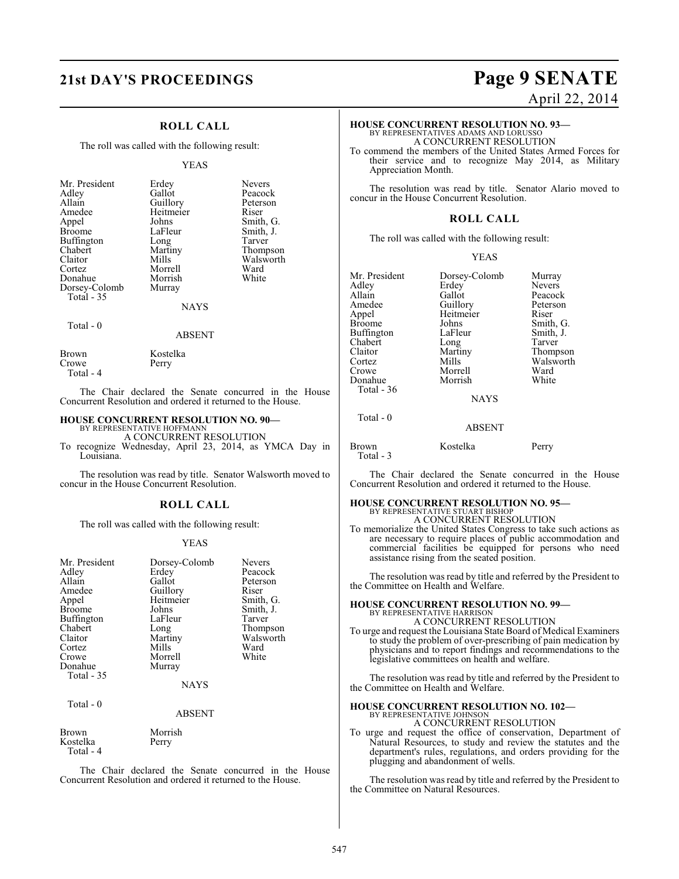## ROLL CALL

The roll was called with the following result:

YEAS

| | | |
|---|---|---|
| Mr. President | Erdey | Nevers |
| Adley | Gallot | Peacock |
| Allain | Guillory | Peterson |
| Amedee | Heitmeier | Riser |
| Appel | Johns | Smith, G. |
| Broome | LaFleur | Smith, J. |
| Buffington | Long | Tarver |
| Chabert | Martiny | Thompson |
| Claitor | Mills | Walsworth |
| Cortez | Morrell | Ward |
| Donahue | Morrish | White |
| Dorsey-Colomb | Murray | |

Total - 35

NAYS

Total - 0

ABSENT

| | |
|---|---|
| Brown | Kostelka |
| Crowe | Perry |

Total - 4

The Chair declared the Senate concurred in the House Concurrent Resolution and ordered it returned to the House.

### HOUSE CONCURRENT RESOLUTION NO. 90—

BY REPRESENTATIVE HOFFMANN

A CONCURRENT RESOLUTION

To recognize Wednesday, April 23, 2014, as YMCA Day in Louisiana.

The resolution was read by title. Senator Walsworth moved to concur in the House Concurrent Resolution.

## ROLL CALL

The roll was called with the following result:

YEAS

| | | |
|---|---|---|
| Mr. President | Dorsey-Colomb | Nevers |
| Adley | Erdey | Peacock |
| Allain | Gallot | Peterson |
| Amedee | Guillory | Riser |
| Appel | Heitmeier | Smith, G. |
| Broome | Johns | Smith, J. |
| Buffington | LaFleur | Tarver |
| Chabert | Long | Thompson |
| Claitor | Martiny | Walsworth |
| Cortez | Mills | Ward |
| Crowe | Morrell | White |
| Donahue | Murray | |

Total - 35

NAYS

Total - 0

ABSENT

| | |
|---|---|
| Brown | Morrish |
| Kostelka | Perry |

Total - 4

The Chair declared the Senate concurred in the House Concurrent Resolution and ordered it returned to the House.

### HOUSE CONCURRENT RESOLUTION NO. 93—

BY REPRESENTATIVES ADAMS AND LORUSSO

A CONCURRENT RESOLUTION

To commend the members of the United States Armed Forces for their service and to recognize May 2014, as Military Appreciation Month.

The resolution was read by title. Senator Alario moved to concur in the House Concurrent Resolution.

## ROLL CALL

The roll was called with the following result:

YEAS

| | | |
|---|---|---|
| Mr. President | Dorsey-Colomb | Murray |
| Adley | Erdey | Nevers |
| Allain | Gallot | Peacock |
| Amedee | Guillory | Peterson |
| Appel | Heitmeier | Riser |
| Broome | Johns | Smith, G. |
| Buffington | LaFleur | Smith, J. |
| Chabert | Long | Tarver |
| Claitor | Martiny | Thompson |
| Cortez | Mills | Walsworth |
| Crowe | Morrell | Ward |
| Donahue | Morrish | White |

Total - 36

NAYS

Total - 0

ABSENT

| | | |
|---|---|---|
| Brown | Kostelka | Perry |

Total - 3

The Chair declared the Senate concurred in the House Concurrent Resolution and ordered it returned to the House.

### HOUSE CONCURRENT RESOLUTION NO. 95—

BY REPRESENTATIVE STUART BISHOP

A CONCURRENT RESOLUTION

To memorialize the United States Congress to take such actions as are necessary to require places of public accommodation and commercial facilities be equipped for persons who need assistance rising from the seated position.

The resolution was read by title and referred by the President to the Committee on Health and Welfare.

### HOUSE CONCURRENT RESOLUTION NO. 99—

BY REPRESENTATIVE HARRISON

A CONCURRENT RESOLUTION

To urge and request the Louisiana State Board of Medical Examiners to study the problem of over-prescribing of pain medication by physicians and to report findings and recommendations to the legislative committees on health and welfare.

The resolution was read by title and referred by the President to the Committee on Health and Welfare.

### HOUSE CONCURRENT RESOLUTION NO. 102—

BY REPRESENTATIVE JOHNSON

A CONCURRENT RESOLUTION

To urge and request the office of conservation, Department of Natural Resources, to study and review the statutes and the department's rules, regulations, and orders providing for the plugging and abandonment of wells.

The resolution was read by title and referred by the President to the Committee on Natural Resources.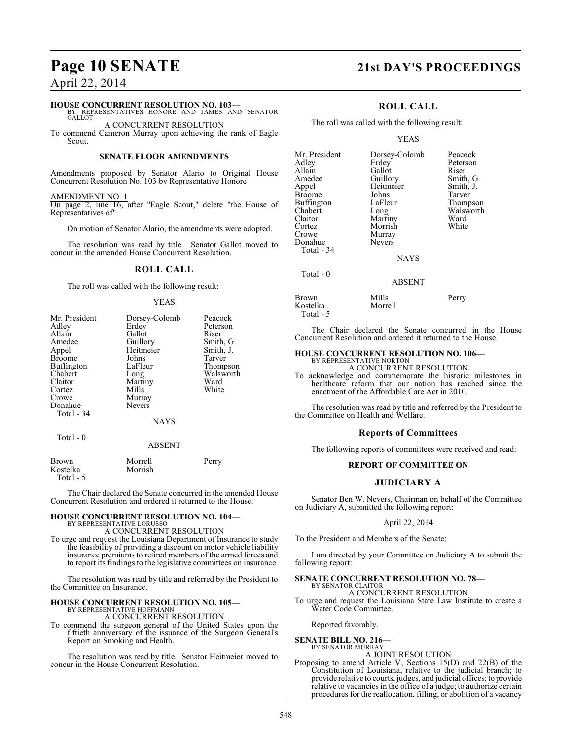**HOUSE CONCURRENT RESOLUTION NO. 103—**
BY REPRESENTATIVES HONORE AND JAMES AND SENATOR GALLOT

A CONCURRENT RESOLUTION

To commend Cameron Murray upon achieving the rank of Eagle Scout.

### SENATE FLOOR AMENDMENTS

Amendments proposed by Senator Alario to Original House Concurrent Resolution No. 103 by Representative Honore

AMENDMENT NO. 1

On page 2, line 16, after "Eagle Scout," delete "the House of Representatives of"

On motion of Senator Alario, the amendments were adopted.

The resolution was read by title. Senator Gallot moved to concur in the amended House Concurrent Resolution.

### ROLL CALL

The roll was called with the following result:

YEAS

| | | |
|---|---|---|
| Mr. President | Dorsey-Colomb | Peacock |
| Adley | Erdey | Peterson |
| Allain | Gallot | Riser |
| Amedee | Guillory | Smith, G. |
| Appel | Heitmeier | Smith, J. |
| Broome | Johns | Tarver |
| Buffington | LaFleur | Thompson |
| Chabert | Long | Walsworth |
| Claitor | Martiny | Ward |
| Cortez | Mills | White |
| Crowe | Murray | |
| Donahue | Nevers | |

Total - 34

NAYS

Total - 0

ABSENT

| | | |
|---|---|---|
| Brown | Morrell | Perry |
| Kostelka | Morrish | |

Total - 5

The Chair declared the Senate concurred in the amended House Concurrent Resolution and ordered it returned to the House.

**HOUSE CONCURRENT RESOLUTION NO. 104—**
BY REPRESENTATIVE LORUSSO

A CONCURRENT RESOLUTION

To urge and request the Louisiana Department of Insurance to study the feasibility of providing a discount on motor vehicle liability insurance premiums to retired members of the armed forces and to report its findings to the legislative committees on insurance.

The resolution was read by title and referred by the President to the Committee on Insurance.

**HOUSE CONCURRENT RESOLUTION NO. 105—**
BY REPRESENTATIVE HOFFMANN

A CONCURRENT RESOLUTION

To commend the surgeon general of the United States upon the fiftieth anniversary of the issuance of the Surgeon General's Report on Smoking and Health.

The resolution was read by title. Senator Heitmeier moved to concur in the House Concurrent Resolution.

### ROLL CALL

The roll was called with the following result:

YEAS

| | | |
|---|---|---|
| Mr. President | Dorsey-Colomb | Peacock |
| Adley | Erdey | Peterson |
| Allain | Gallot | Riser |
| Amedee | Guillory | Smith, G. |
| Appel | Heitmeier | Smith, J. |
| Broome | Johns | Tarver |
| Buffington | LaFleur | Thompson |
| Chabert | Long | Walsworth |
| Claitor | Martiny | Ward |
| Cortez | Morrish | White |
| Crowe | Murray | |
| Donahue | Nevers | |

Total - 34

NAYS

Total - 0

ABSENT

| | | |
|---|---|---|
| Brown | Mills | Perry |
| Kostelka | Morrell | |

Total - 5

The Chair declared the Senate concurred in the House Concurrent Resolution and ordered it returned to the House.

**HOUSE CONCURRENT RESOLUTION NO. 106—**
BY REPRESENTATIVE NORTON

A CONCURRENT RESOLUTION

To acknowledge and commemorate the historic milestones in healthcare reform that our nation has reached since the enactment of the Affordable Care Act in 2010.

The resolution was read by title and referred by the President to the Committee on Health and Welfare.

## Reports of Committees

The following reports of committees were received and read:

### REPORT OF COMMITTEE ON

### JUDICIARY A

Senator Ben W. Nevers, Chairman on behalf of the Committee on Judiciary A, submitted the following report:

April 22, 2014

To the President and Members of the Senate:

I am directed by your Committee on Judiciary A to submit the following report:

**SENATE CONCURRENT RESOLUTION NO. 78—**
BY SENATOR CLAITOR

A CONCURRENT RESOLUTION

To urge and request the Louisiana State Law Institute to create a Water Code Committee.

Reported favorably.

**SENATE BILL NO. 216—**
BY SENATOR MURRAY

A JOINT RESOLUTION

Proposing to amend Article V, Sections 15(D) and 22(B) of the Constitution of Louisiana, relative to the judicial branch; to provide relative to courts, judges, and judicial offices; to provide relative to vacancies in the office of a judge; to authorize certain procedures for the reallocation, filling, or abolition of a vacancy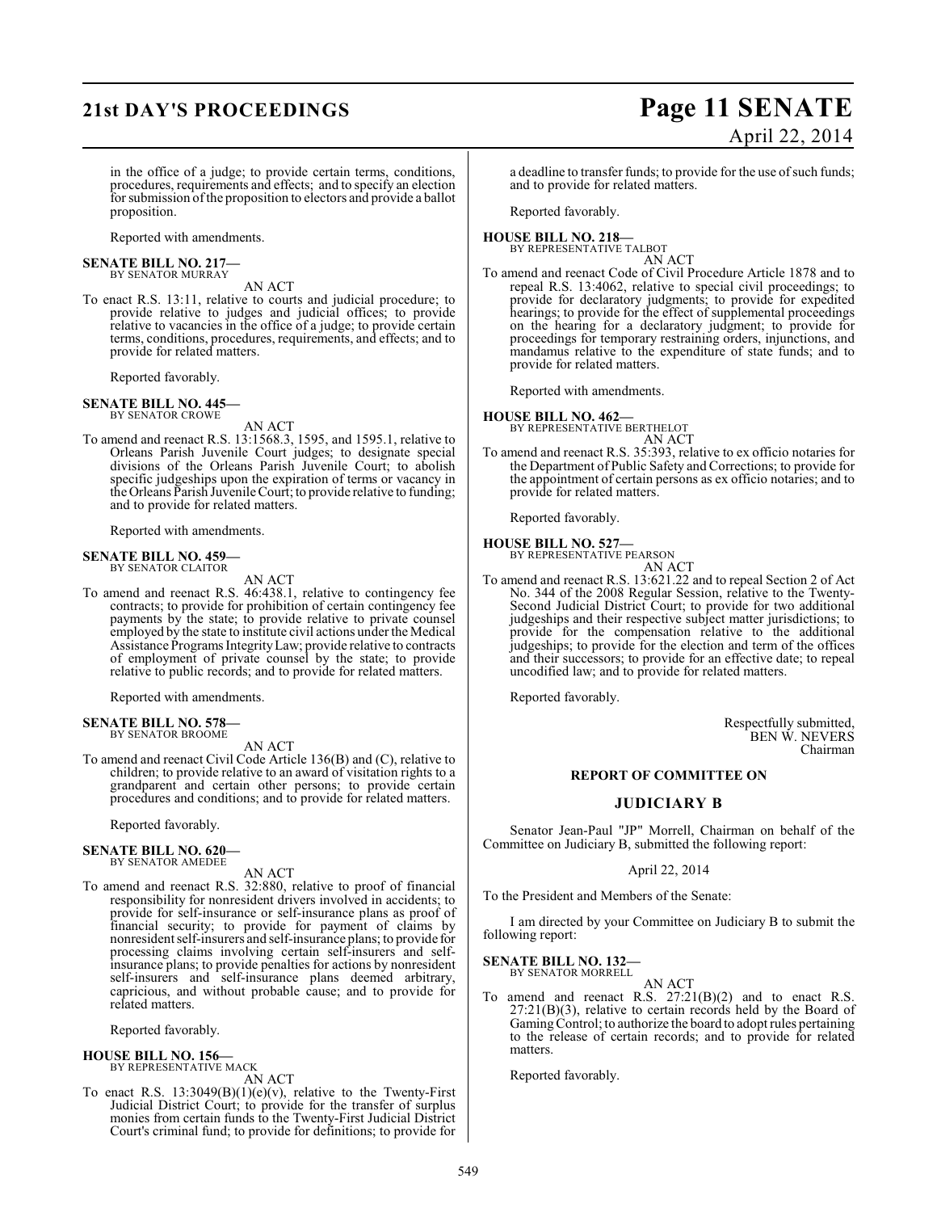in the office of a judge; to provide certain terms, conditions, procedures, requirements and effects; and to specify an election for submission of the proposition to electors and provide a ballot proposition.

Reported with amendments.

**SENATE BILL NO. 217—**
BY SENATOR MURRAY

AN ACT

To enact R.S. 13:11, relative to courts and judicial procedure; to provide relative to judges and judicial offices; to provide relative to vacancies in the office of a judge; to provide certain terms, conditions, procedures, requirements, and effects; and to provide for related matters.

Reported favorably.

**SENATE BILL NO. 445—**
BY SENATOR CROWE

AN ACT

To amend and reenact R.S. 13:1568.3, 1595, and 1595.1, relative to Orleans Parish Juvenile Court judges; to designate special divisions of the Orleans Parish Juvenile Court; to abolish specific judgeships upon the expiration of terms or vacancy in the Orleans Parish Juvenile Court; to provide relative to funding; and to provide for related matters.

Reported with amendments.

**SENATE BILL NO. 459—**
BY SENATOR CLAITOR

AN ACT

To amend and reenact R.S. 46:438.1, relative to contingency fee contracts; to provide for prohibition of certain contingency fee payments by the state; to provide relative to private counsel employed by the state to institute civil actions under the Medical Assistance Programs Integrity Law; provide relative to contracts of employment of private counsel by the state; to provide relative to public records; and to provide for related matters.

Reported with amendments.

**SENATE BILL NO. 578—**
BY SENATOR BROOME

AN ACT

To amend and reenact Civil Code Article 136(B) and (C), relative to children; to provide relative to an award of visitation rights to a grandparent and certain other persons; to provide certain procedures and conditions; and to provide for related matters.

Reported favorably.

**SENATE BILL NO. 620—**
BY SENATOR AMEDEE

AN ACT

To amend and reenact R.S. 32:880, relative to proof of financial responsibility for nonresident drivers involved in accidents; to provide for self-insurance or self-insurance plans as proof of financial security; to provide for payment of claims by nonresident self-insurers and self-insurance plans; to provide for processing claims involving certain self-insurers and self-insurance plans; to provide penalties for actions by nonresident self-insurers and self-insurance plans deemed arbitrary, capricious, and without probable cause; and to provide for related matters.

Reported favorably.

**HOUSE BILL NO. 156—**
BY REPRESENTATIVE MACK

AN ACT

To enact R.S. 13:3049(B)(1)(e)(v), relative to the Twenty-First Judicial District Court; to provide for the transfer of surplus monies from certain funds to the Twenty-First Judicial District Court's criminal fund; to provide for definitions; to provide for a deadline to transfer funds; to provide for the use of such funds; and to provide for related matters.

Reported favorably.

**HOUSE BILL NO. 218—**
BY REPRESENTATIVE TALBOT

AN ACT

To amend and reenact Code of Civil Procedure Article 1878 and to repeal R.S. 13:4062, relative to special civil proceedings; to provide for declaratory judgments; to provide for expedited hearings; to provide for the effect of supplemental proceedings on the hearing for a declaratory judgment; to provide for proceedings for temporary restraining orders, injunctions, and mandamus relative to the expenditure of state funds; and to provide for related matters.

Reported with amendments.

**HOUSE BILL NO. 462—**
BY REPRESENTATIVE BERTHELOT

AN ACT

To amend and reenact R.S. 35:393, relative to ex officio notaries for the Department of Public Safety and Corrections; to provide for the appointment of certain persons as ex officio notaries; and to provide for related matters.

Reported favorably.

**HOUSE BILL NO. 527—**
BY REPRESENTATIVE PEARSON

AN ACT

To amend and reenact R.S. 13:621.22 and to repeal Section 2 of Act No. 344 of the 2008 Regular Session, relative to the Twenty-Second Judicial District Court; to provide for two additional judgeships and their respective subject matter jurisdictions; to provide for the compensation relative to the additional judgeships; to provide for the election and term of the offices and their successors; to provide for an effective date; to repeal uncodified law; and to provide for related matters.

Reported favorably.

Respectfully submitted,
BEN W. NEVERS
Chairman

## REPORT OF COMMITTEE ON

## JUDICIARY B

Senator Jean-Paul "JP" Morrell, Chairman on behalf of the Committee on Judiciary B, submitted the following report:

April 22, 2014

To the President and Members of the Senate:

I am directed by your Committee on Judiciary B to submit the following report:

**SENATE BILL NO. 132—**
BY SENATOR MORRELL

AN ACT

To amend and reenact R.S. 27:21(B)(2) and to enact R.S. 27:21(B)(3), relative to certain records held by the Board of Gaming Control; to authorize the board to adopt rules pertaining to the release of certain records; and to provide for related matters.

Reported favorably.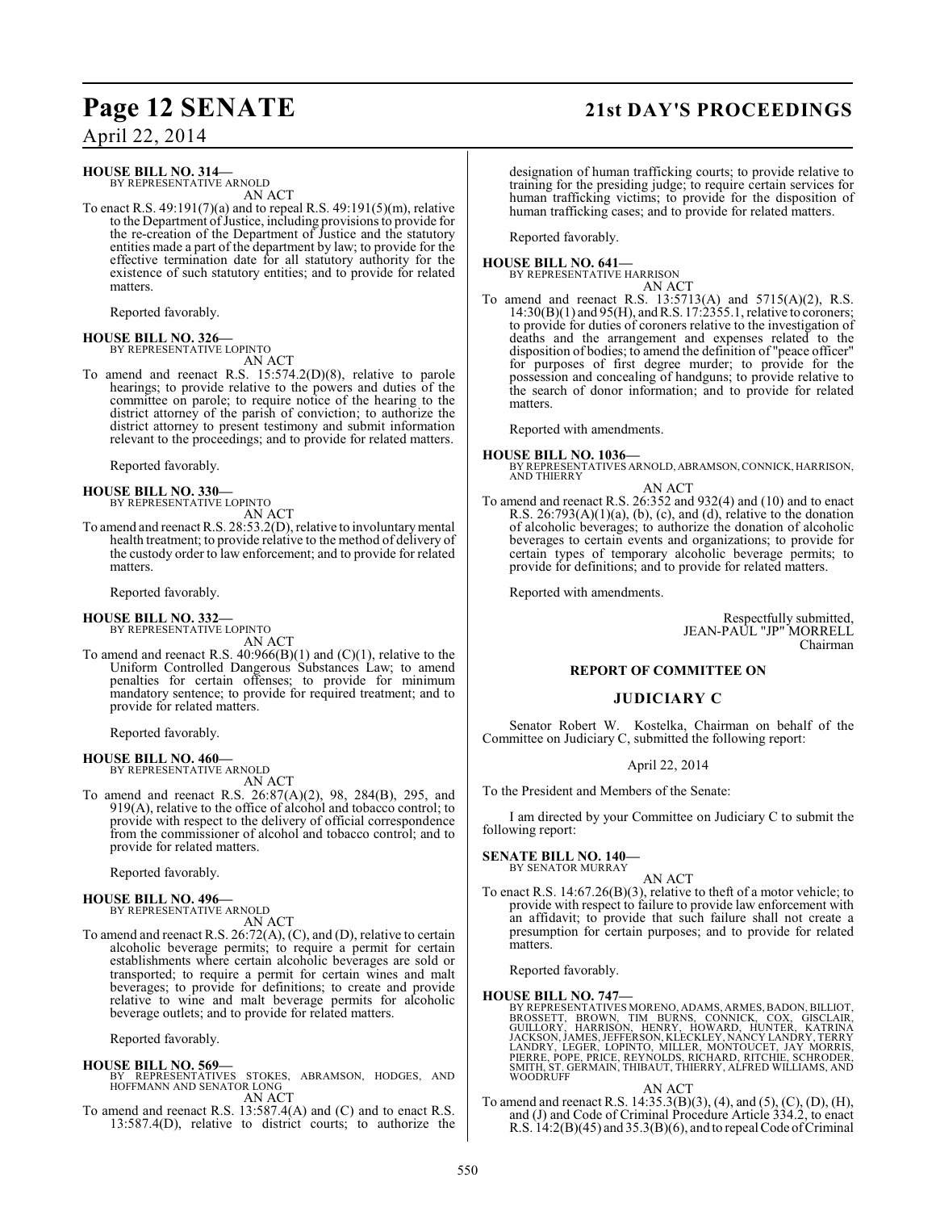**HOUSE BILL NO. 314—**
BY REPRESENTATIVE ARNOLD
AN ACT

To enact R.S. 49:191(7)(a) and to repeal R.S. 49:191(5)(m), relative to the Department of Justice, including provisions to provide for the re-creation of the Department of Justice and the statutory entities made a part of the department by law; to provide for the effective termination date for all statutory authority for the existence of such statutory entities; and to provide for related matters.

Reported favorably.

**HOUSE BILL NO. 326—**
BY REPRESENTATIVE LOPINTO
AN ACT

To amend and reenact R.S. 15:574.2(D)(8), relative to parole hearings; to provide relative to the powers and duties of the committee on parole; to require notice of the hearing to the district attorney of the parish of conviction; to authorize the district attorney to present testimony and submit information relevant to the proceedings; and to provide for related matters.

Reported favorably.

**HOUSE BILL NO. 330—**
BY REPRESENTATIVE LOPINTO
AN ACT

To amend and reenact R.S. 28:53.2(D), relative to involuntary mental health treatment; to provide relative to the method of delivery of the custody order to law enforcement; and to provide for related matters.

Reported favorably.

**HOUSE BILL NO. 332—**
BY REPRESENTATIVE LOPINTO
AN ACT

To amend and reenact R.S. 40:966(B)(1) and (C)(1), relative to the Uniform Controlled Dangerous Substances Law; to amend penalties for certain offenses; to provide for minimum mandatory sentence; to provide for required treatment; and to provide for related matters.

Reported favorably.

**HOUSE BILL NO. 460—**
BY REPRESENTATIVE ARNOLD
AN ACT

To amend and reenact R.S. 26:87(A)(2), 98, 284(B), 295, and 919(A), relative to the office of alcohol and tobacco control; to provide with respect to the delivery of official correspondence from the commissioner of alcohol and tobacco control; and to provide for related matters.

Reported favorably.

**HOUSE BILL NO. 496—**
BY REPRESENTATIVE ARNOLD
AN ACT

To amend and reenact R.S. 26:72(A), (C), and (D), relative to certain alcoholic beverage permits; to require a permit for certain establishments where certain alcoholic beverages are sold or transported; to require a permit for certain wines and malt beverages; to provide for definitions; to create and provide relative to wine and malt beverage permits for alcoholic beverage outlets; and to provide for related matters.

Reported favorably.

**HOUSE BILL NO. 569—**
BY REPRESENTATIVES STOKES, ABRAMSON, HODGES, AND HOFFMANN AND SENATOR LONG
AN ACT

To amend and reenact R.S. 13:587.4(A) and (C) and to enact R.S. 13:587.4(D), relative to district courts; to authorize the designation of human trafficking courts; to provide relative to training for the presiding judge; to require certain services for human trafficking victims; to provide for the disposition of human trafficking cases; and to provide for related matters.

Reported favorably.

**HOUSE BILL NO. 641—**
BY REPRESENTATIVE HARRISON
AN ACT

To amend and reenact R.S. 13:5713(A) and 5715(A)(2), R.S. 14:30(B)(1) and 95(H), and R.S. 17:2355.1, relative to coroners; to provide for duties of coroners relative to the investigation of deaths and the arrangement and expenses related to the disposition of bodies; to amend the definition of "peace officer" for purposes of first degree murder; to provide for the possession and concealing of handguns; to provide relative to the search of donor information; and to provide for related matters.

Reported with amendments.

**HOUSE BILL NO. 1036—**
BY REPRESENTATIVES ARNOLD, ABRAMSON, CONNICK, HARRISON, AND THIERRY
AN ACT

To amend and reenact R.S. 26:352 and 932(4) and (10) and to enact R.S. 26:793(A)(1)(a), (b), (c), and (d), relative to the donation of alcoholic beverages; to authorize the donation of alcoholic beverages to certain events and organizations; to provide for certain types of temporary alcoholic beverage permits; to provide for definitions; and to provide for related matters.

Reported with amendments.

Respectfully submitted,
JEAN-PAUL "JP" MORRELL
Chairman

## REPORT OF COMMITTEE ON

## JUDICIARY C

Senator Robert W. Kostelka, Chairman on behalf of the Committee on Judiciary C, submitted the following report:

April 22, 2014

To the President and Members of the Senate:

I am directed by your Committee on Judiciary C to submit the following report:

**SENATE BILL NO. 140—**
BY SENATOR MURRAY
AN ACT

To enact R.S. 14:67.26(B)(3), relative to theft of a motor vehicle; to provide with respect to failure to provide law enforcement with an affidavit; to provide that such failure shall not create a presumption for certain purposes; and to provide for related matters.

Reported favorably.

**HOUSE BILL NO. 747—**
BY REPRESENTATIVES MORENO, ADAMS, ARMES, BADON, BILLIOT, BROSSETT, BROWN, TIM BURNS, CONNICK, COX, GISCLAIR, GUILLORY, HARRISON, HENRY, HOWARD, HUNTER, KATRINA JACKSON, JAMES, JEFFERSON, KLECKLEY, NANCY LANDRY, TERRY LANDRY, LEGER, LOPINTO, MILLER, MONTOUCET, JAY MORRIS, PIERRE, POPE, PRICE, REYNOLDS, RICHARD, RITCHIE, SCHRODER, SMITH, ST. GERMAIN, THIBAUT, THIERRY, ALFRED WILLIAMS, AND WOODRUFF
AN ACT

To amend and reenact R.S. 14:35.3(B)(3), (4), and (5), (C), (D), (H), and (J) and Code of Criminal Procedure Article 334.2, to enact R.S. 14:2(B)(45) and 35.3(B)(6), and to repeal Code of Criminal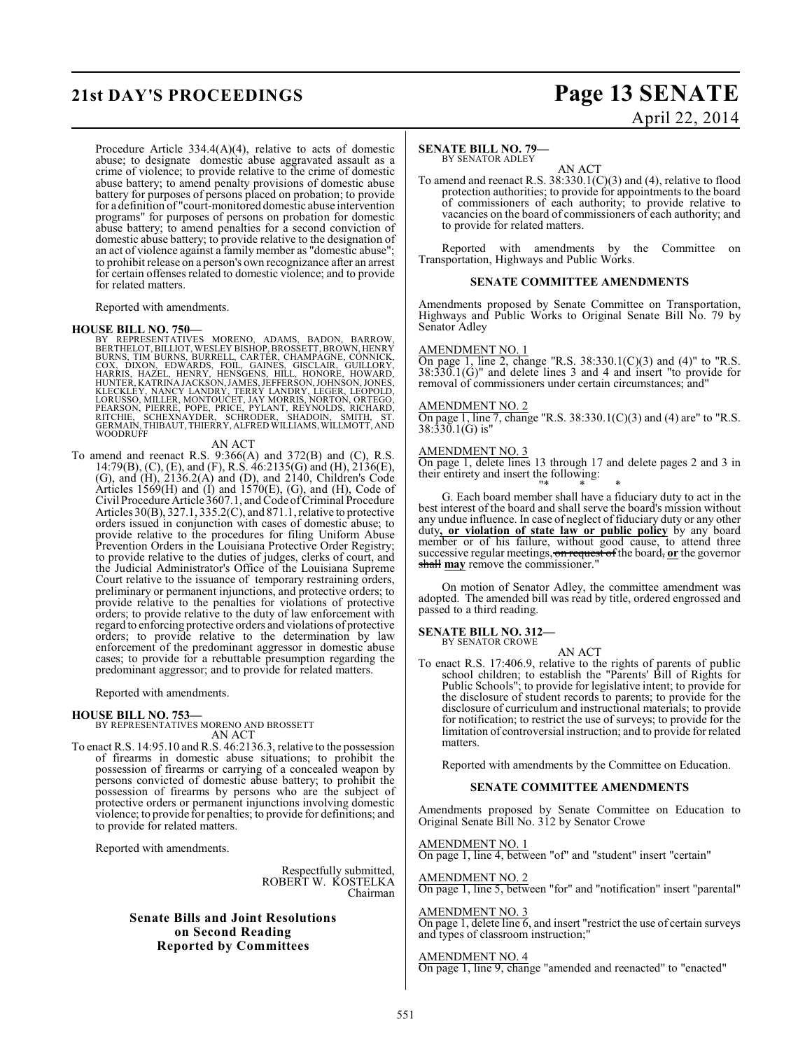Procedure Article 334.4(A)(4), relative to acts of domestic abuse; to designate domestic abuse aggravated assault as a crime of violence; to provide relative to the crime of domestic abuse battery; to amend penalty provisions of domestic abuse battery for purposes of persons placed on probation; to provide for a definition of "court-monitored domestic abuse intervention programs" for purposes of persons on probation for domestic abuse battery; to amend penalties for a second conviction of domestic abuse battery; to provide relative to the designation of an act of violence against a family member as "domestic abuse"; to prohibit release on a person's own recognizance after an arrest for certain offenses related to domestic violence; and to provide for related matters.

Reported with amendments.

**HOUSE BILL NO. 750—**
BY REPRESENTATIVES MORENO, ADAMS, BADON, BARROW, BERTHELOT, BILLIOT, WESLEY BISHOP, BROSSETT, BROWN, HENRY BURNS, TIM BURNS, BURRELL, CARTER, CHAMPAGNE, CONNICK, COX, DIXON, EDWARDS, FOIL, GAINES, GISCLAIR, GUILLORY, HARRIS, HAZEL, HENRY, HENSGENS, HILL, HONORE, HOWARD, HUNTER, KATRINA JACKSON, JAMES, JEFFERSON, JOHNSON, JONES, KLECKLEY, NANCY LANDRY, TERRY LANDRY, LEGER, LEOPOLD, LORUSSO, MILLER, MONTOUCET, JAY MORRIS, NORTON, ORTEGO, PEARSON, PIERRE, POPE, PRICE, PYLANT, REYNOLDS, RICHARD, RITCHIE, SCHEXNAYDER, SCHRODER, SHADOIN, SMITH, ST. GERMAIN, THIBAUT, THIERRY, ALFRED WILLIAMS, WILLMOTT, AND WOODRUFF

AN ACT

To amend and reenact R.S. 9:366(A) and 372(B) and (C), R.S. 14:79(B), (C), (E), and (F), R.S. 46:2135(G) and (H), 2136(E), (G), and (H), 2136.2(A) and (D), and 2140, Children's Code Articles 1569(H) and (I) and 1570(E), (G), and (H), Code of Civil Procedure Article 3607.1, and Code of Criminal Procedure Articles 30(B), 327.1, 335.2(C), and 871.1, relative to protective orders issued in conjunction with cases of domestic abuse; to provide relative to the procedures for filing Uniform Abuse Prevention Orders in the Louisiana Protective Order Registry; to provide relative to the duties of judges, clerks of court, and the Judicial Administrator's Office of the Louisiana Supreme Court relative to the issuance of temporary restraining orders, preliminary or permanent injunctions, and protective orders; to provide relative to the penalties for violations of protective orders; to provide relative to the duty of law enforcement with regard to enforcing protective orders and violations of protective orders; to provide relative to the determination by law enforcement of the predominant aggressor in domestic abuse cases; to provide for a rebuttable presumption regarding the predominant aggressor; and to provide for related matters.

Reported with amendments.

**HOUSE BILL NO. 753—**
BY REPRESENTATIVES MORENO AND BROSSETT

AN ACT

To enact R.S. 14:95.10 and R.S. 46:2136.3, relative to the possession of firearms in domestic abuse situations; to prohibit the possession of firearms or carrying of a concealed weapon by persons convicted of domestic abuse battery; to prohibit the possession of firearms by persons who are the subject of protective orders or permanent injunctions involving domestic violence; to provide for penalties; to provide for definitions; and to provide for related matters.

Reported with amendments.

Respectfully submitted,
ROBERT W. KOSTELKA
Chairman

## Senate Bills and Joint Resolutions on Second Reading Reported by Committees

**SENATE BILL NO. 79—**
BY SENATOR ADLEY

AN ACT

To amend and reenact R.S. 38:330.1(C)(3) and (4), relative to flood protection authorities; to provide for appointments to the board of commissioners of each authority; to provide relative to vacancies on the board of commissioners of each authority; and to provide for related matters.

Reported with amendments by the Committee on Transportation, Highways and Public Works.

### SENATE COMMITTEE AMENDMENTS

Amendments proposed by Senate Committee on Transportation, Highways and Public Works to Original Senate Bill No. 79 by Senator Adley

AMENDMENT NO. 1
On page 1, line 2, change "R.S. 38:330.1(C)(3) and (4)" to "R.S. 38:330.1(G)" and delete lines 3 and 4 and insert "to provide for removal of commissioners under certain circumstances; and"

AMENDMENT NO. 2
On page 1, line 7, change "R.S. 38:330.1(C)(3) and (4) are" to "R.S. 38:330.1(G) is"

AMENDMENT NO. 3
On page 1, delete lines 13 through 17 and delete pages 2 and 3 in their entirety and insert the following:

"* * *

G. Each board member shall have a fiduciary duty to act in the best interest of the board and shall serve the board's mission without any undue influence. In case of neglect of fiduciary duty or any other duty**, or violation of state law or public policy** by any board member or of his failure, without good cause, to attend three successive regular meetings, ~~on request of~~ the board~~,~~ **or** the governor ~~shall~~ **may** remove the commissioner."

On motion of Senator Adley, the committee amendment was adopted. The amended bill was read by title, ordered engrossed and passed to a third reading.

**SENATE BILL NO. 312—**
BY SENATOR CROWE

AN ACT

To enact R.S. 17:406.9, relative to the rights of parents of public school children; to establish the "Parents' Bill of Rights for Public Schools"; to provide for legislative intent; to provide for the disclosure of student records to parents; to provide for the disclosure of curriculum and instructional materials; to provide for notification; to restrict the use of surveys; to provide for the limitation of controversial instruction; and to provide for related matters.

Reported with amendments by the Committee on Education.

### SENATE COMMITTEE AMENDMENTS

Amendments proposed by Senate Committee on Education to Original Senate Bill No. 312 by Senator Crowe

AMENDMENT NO. 1
On page 1, line 4, between "of" and "student" insert "certain"

AMENDMENT NO. 2
On page 1, line 5, between "for" and "notification" insert "parental"

AMENDMENT NO. 3
On page 1, delete line 6, and insert "restrict the use of certain surveys and types of classroom instruction;"

AMENDMENT NO. 4
On page 1, line 9, change "amended and reenacted" to "enacted"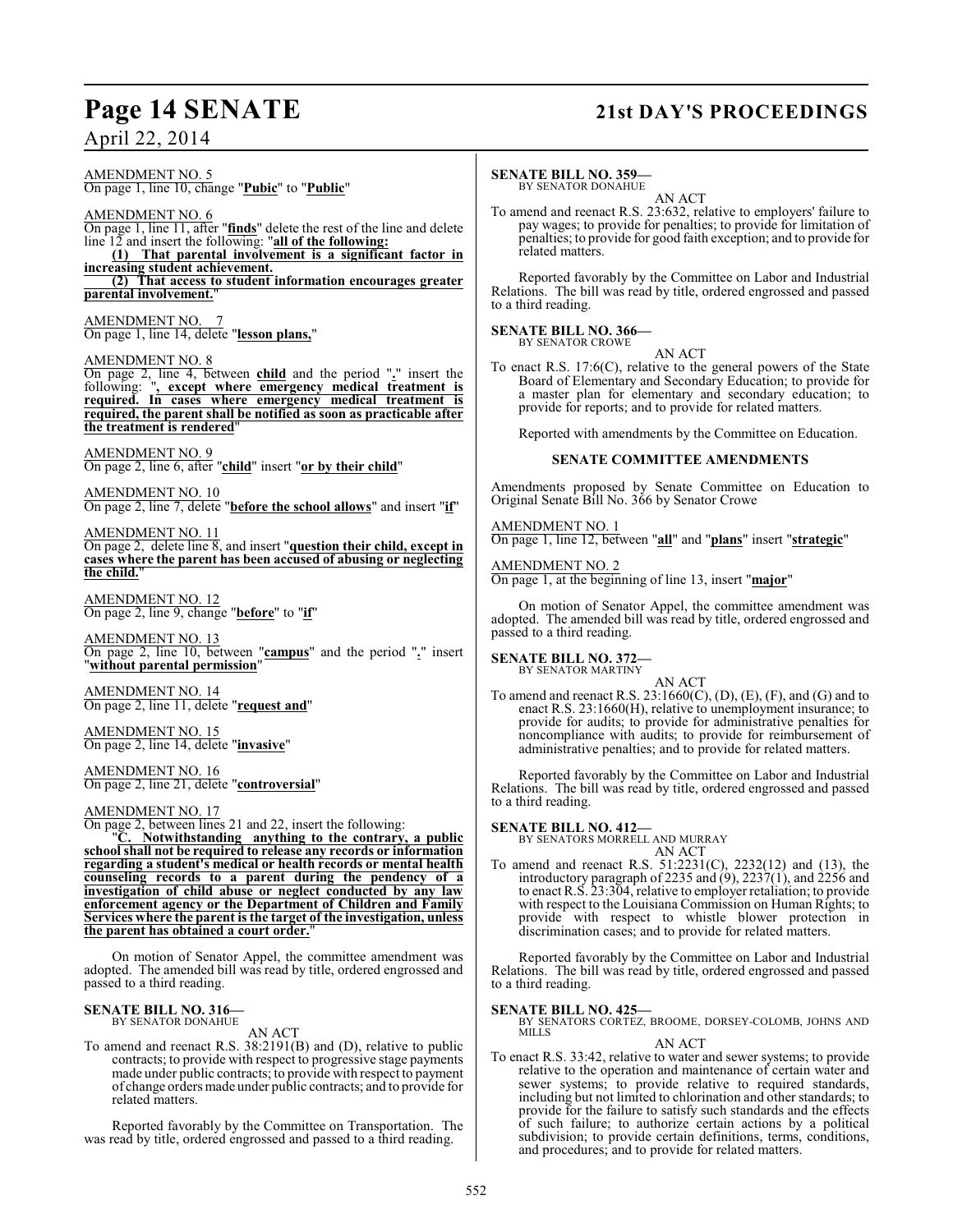AMENDMENT NO. 5
On page 1, line 10, change "**Pubic**" to "**Public**"

AMENDMENT NO. 6
On page 1, line 11, after "**finds**" delete the rest of the line and delete line 12 and insert the following: "**all of the following:**
**(1) That parental involvement is a significant factor in increasing student achievement.**
**(2) That access to student information encourages greater parental involvement.**"

AMENDMENT NO. 7
On page 1, line 14, delete "**lesson plans,**"

AMENDMENT NO. 8
On page 2, line 4, between **child** and the period "**.**" insert the following: "**, except where emergency medical treatment is required. In cases where emergency medical treatment is required, the parent shall be notified as soon as practicable after the treatment is rendered**"

AMENDMENT NO. 9
On page 2, line 6, after "**child**" insert "**or by their child**"

AMENDMENT NO. 10
On page 2, line 7, delete "**before the school allows**" and insert "**if**"

AMENDMENT NO. 11
On page 2, delete line 8, and insert "**question their child, except in cases where the parent has been accused of abusing or neglecting the child.**"

AMENDMENT NO. 12
On page 2, line 9, change "**before**" to "**if**"

AMENDMENT NO. 13
On page 2, line 10, between "**campus**" and the period "**.**" insert "**without parental permission**"

AMENDMENT NO. 14
On page 2, line 11, delete "**request and**"

AMENDMENT NO. 15
On page 2, line 14, delete "**invasive**"

AMENDMENT NO. 16
On page 2, line 21, delete "**controversial**"

AMENDMENT NO. 17
On page 2, between lines 21 and 22, insert the following:
"**C. Notwithstanding anything to the contrary, a public school shall not be required to release any records or information regarding a student's medical or health records or mental health counseling records to a parent during the pendency of a investigation of child abuse or neglect conducted by any law enforcement agency or the Department of Children and Family Services where the parent is the target of the investigation, unless the parent has obtained a court order.**"

On motion of Senator Appel, the committee amendment was adopted. The amended bill was read by title, ordered engrossed and passed to a third reading.

**SENATE BILL NO. 316—**
BY SENATOR DONAHUE

AN ACT

To amend and reenact R.S. 38:2191(B) and (D), relative to public contracts; to provide with respect to progressive stage payments made under public contracts; to provide with respect to payment of change orders made under public contracts; and to provide for related matters.

Reported favorably by the Committee on Transportation. The was read by title, ordered engrossed and passed to a third reading.

**SENATE BILL NO. 359—**
BY SENATOR DONAHUE

AN ACT

To amend and reenact R.S. 23:632, relative to employers' failure to pay wages; to provide for penalties; to provide for limitation of penalties; to provide for good faith exception; and to provide for related matters.

Reported favorably by the Committee on Labor and Industrial Relations. The bill was read by title, ordered engrossed and passed to a third reading.

**SENATE BILL NO. 366—**
BY SENATOR CROWE

AN ACT

To enact R.S. 17:6(C), relative to the general powers of the State Board of Elementary and Secondary Education; to provide for a master plan for elementary and secondary education; to provide for reports; and to provide for related matters.

Reported with amendments by the Committee on Education.

**SENATE COMMITTEE AMENDMENTS**

Amendments proposed by Senate Committee on Education to Original Senate Bill No. 366 by Senator Crowe

AMENDMENT NO. 1
On page 1, line 12, between "**all**" and "**plans**" insert "**strategic**"

AMENDMENT NO. 2
On page 1, at the beginning of line 13, insert "**major**"

On motion of Senator Appel, the committee amendment was adopted. The amended bill was read by title, ordered engrossed and passed to a third reading.

**SENATE BILL NO. 372—**
BY SENATOR MARTINY

AN ACT

To amend and reenact R.S. 23:1660(C), (D), (E), (F), and (G) and to enact R.S. 23:1660(H), relative to unemployment insurance; to provide for audits; to provide for administrative penalties for noncompliance with audits; to provide for reimbursement of administrative penalties; and to provide for related matters.

Reported favorably by the Committee on Labor and Industrial Relations. The bill was read by title, ordered engrossed and passed to a third reading.

**SENATE BILL NO. 412—**
BY SENATORS MORRELL AND MURRAY

AN ACT

To amend and reenact R.S. 51:2231(C), 2232(12) and (13), the introductory paragraph of 2235 and (9), 2237(1), and 2256 and to enact R.S. 23:304, relative to employer retaliation; to provide with respect to the Louisiana Commission on Human Rights; to provide with respect to whistle blower protection in discrimination cases; and to provide for related matters.

Reported favorably by the Committee on Labor and Industrial Relations. The bill was read by title, ordered engrossed and passed to a third reading.

**SENATE BILL NO. 425—**
BY SENATORS CORTEZ, BROOME, DORSEY-COLOMB, JOHNS AND MILLS

AN ACT

To enact R.S. 33:42, relative to water and sewer systems; to provide relative to the operation and maintenance of certain water and sewer systems; to provide relative to required standards, including but not limited to chlorination and other standards; to provide for the failure to satisfy such standards and the effects of such failure; to authorize certain actions by a political subdivision; to provide certain definitions, terms, conditions, and procedures; and to provide for related matters.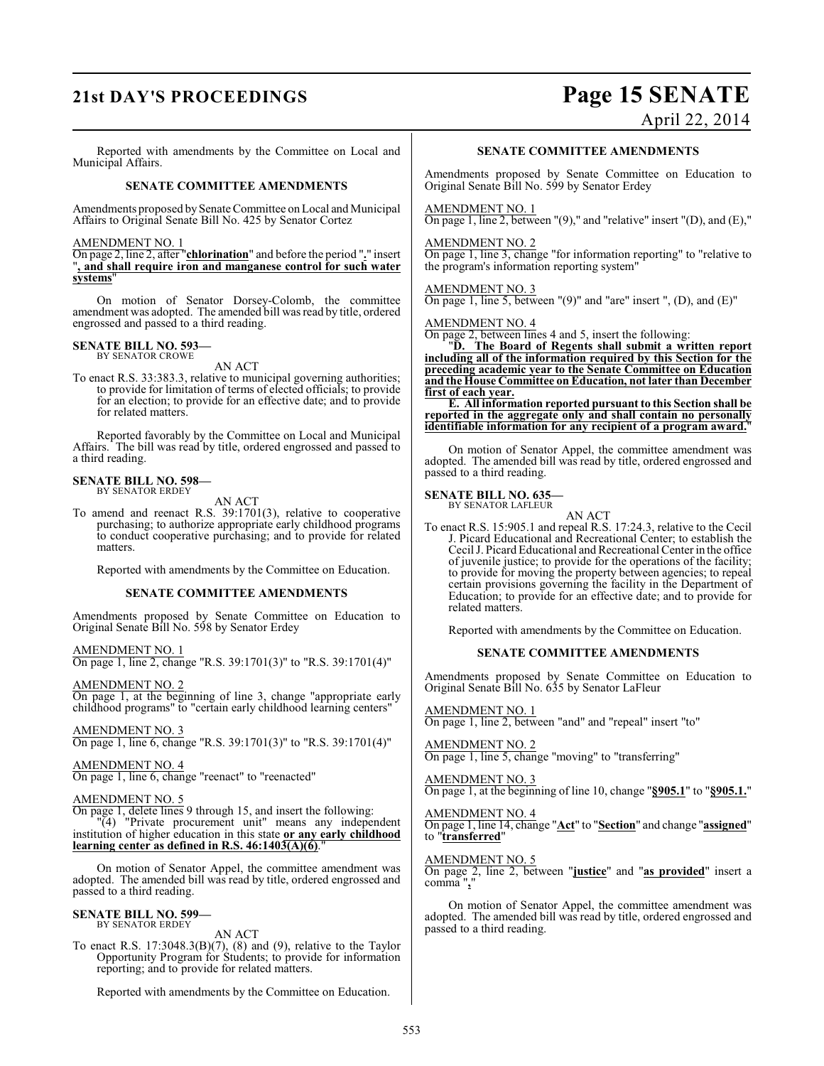Reported with amendments by the Committee on Local and Municipal Affairs.

### SENATE COMMITTEE AMENDMENTS

Amendments proposed by Senate Committee on Local and Municipal Affairs to Original Senate Bill No. 425 by Senator Cortez

AMENDMENT NO. 1

On page 2, line 2, after "**chlorination**" and before the period "**.**" insert "**, and shall require iron and manganese control for such water systems**"

On motion of Senator Dorsey-Colomb, the committee amendment was adopted. The amended bill was read by title, ordered engrossed and passed to a third reading.

**SENATE BILL NO. 593—**
BY SENATOR CROWE

AN ACT

To enact R.S. 33:383.3, relative to municipal governing authorities; to provide for limitation of terms of elected officials; to provide for an election; to provide for an effective date; and to provide for related matters.

Reported favorably by the Committee on Local and Municipal Affairs. The bill was read by title, ordered engrossed and passed to a third reading.

**SENATE BILL NO. 598—**
BY SENATOR ERDEY

AN ACT

To amend and reenact R.S. 39:1701(3), relative to cooperative purchasing; to authorize appropriate early childhood programs to conduct cooperative purchasing; and to provide for related matters.

Reported with amendments by the Committee on Education.

### SENATE COMMITTEE AMENDMENTS

Amendments proposed by Senate Committee on Education to Original Senate Bill No. 598 by Senator Erdey

AMENDMENT NO. 1

On page 1, line 2, change "R.S. 39:1701(3)" to "R.S. 39:1701(4)"

AMENDMENT NO. 2

On page 1, at the beginning of line 3, change "appropriate early childhood programs" to "certain early childhood learning centers"

AMENDMENT NO. 3

On page 1, line 6, change "R.S. 39:1701(3)" to "R.S. 39:1701(4)"

AMENDMENT NO. 4

On page 1, line 6, change "reenact" to "reenacted"

AMENDMENT NO. 5

On page 1, delete lines 9 through 15, and insert the following:

"(4) "Private procurement unit" means any independent institution of higher education in this state **or any early childhood learning center as defined in R.S. 46:1403(A)(6)**."

On motion of Senator Appel, the committee amendment was adopted. The amended bill was read by title, ordered engrossed and passed to a third reading.

**SENATE BILL NO. 599—**
BY SENATOR ERDEY

AN ACT

To enact R.S. 17:3048.3(B)(7), (8) and (9), relative to the Taylor Opportunity Program for Students; to provide for information reporting; and to provide for related matters.

Reported with amendments by the Committee on Education.

### SENATE COMMITTEE AMENDMENTS

Amendments proposed by Senate Committee on Education to Original Senate Bill No. 599 by Senator Erdey

AMENDMENT NO. 1

On page 1, line 2, between "(9)," and "relative" insert "(D), and (E),"

AMENDMENT NO. 2

On page 1, line 3, change "for information reporting" to "relative to the program's information reporting system"

AMENDMENT NO. 3

On page 1, line 5, between "(9)" and "are" insert ", (D), and (E)"

AMENDMENT NO. 4

On page 2, between lines 4 and 5, insert the following:

"**D. The Board of Regents shall submit a written report including all of the information required by this Section for the preceding academic year to the Senate Committee on Education and the House Committee on Education, not later than December first of each year.**

**E. All information reported pursuant to this Section shall be reported in the aggregate only and shall contain no personally identifiable information for any recipient of a program award.**"

On motion of Senator Appel, the committee amendment was adopted. The amended bill was read by title, ordered engrossed and passed to a third reading.

**SENATE BILL NO. 635—**
BY SENATOR LAFLEUR

AN ACT

To enact R.S. 15:905.1 and repeal R.S. 17:24.3, relative to the Cecil J. Picard Educational and Recreational Center; to establish the Cecil J. Picard Educational and Recreational Center in the office of juvenile justice; to provide for the operations of the facility; to provide for moving the property between agencies; to repeal certain provisions governing the facility in the Department of Education; to provide for an effective date; and to provide for related matters.

Reported with amendments by the Committee on Education.

### SENATE COMMITTEE AMENDMENTS

Amendments proposed by Senate Committee on Education to Original Senate Bill No. 635 by Senator LaFleur

AMENDMENT NO. 1

On page 1, line 2, between "and" and "repeal" insert "to"

AMENDMENT NO. 2

On page 1, line 5, change "moving" to "transferring"

AMENDMENT NO. 3

On page 1, at the beginning of line 10, change "**§905.1**" to "**§905.1.**"

AMENDMENT NO. 4

On page 1, line 14, change "**Act**" to "**Section**" and change "**assigned**" to "**transferred**"

AMENDMENT NO. 5

On page 2, line 2, between "**justice**" and "**as provided**" insert a comma "**,**"

On motion of Senator Appel, the committee amendment was adopted. The amended bill was read by title, ordered engrossed and passed to a third reading.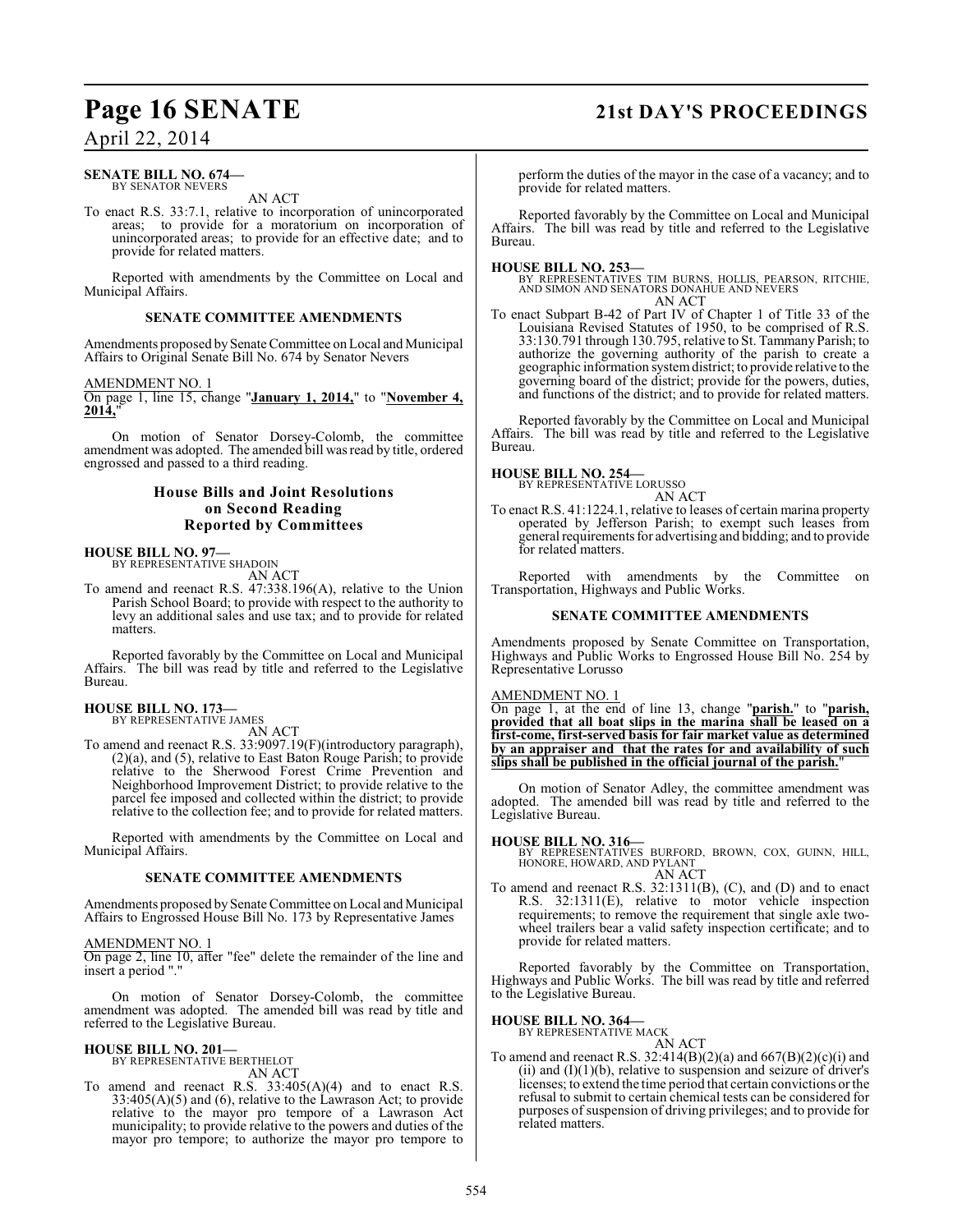**SENATE BILL NO. 674—**
BY SENATOR NEVERS

AN ACT

To enact R.S. 33:7.1, relative to incorporation of unincorporated areas; to provide for a moratorium on incorporation of unincorporated areas; to provide for an effective date; and to provide for related matters.

Reported with amendments by the Committee on Local and Municipal Affairs.

**SENATE COMMITTEE AMENDMENTS**

Amendments proposed by Senate Committee on Local and Municipal Affairs to Original Senate Bill No. 674 by Senator Nevers

AMENDMENT NO. 1
On page 1, line 15, change "**January 1, 2014,**" to "**November 4, 2014,**"

On motion of Senator Dorsey-Colomb, the committee amendment was adopted. The amended bill was read by title, ordered engrossed and passed to a third reading.

## House Bills and Joint Resolutions on Second Reading Reported by Committees

**HOUSE BILL NO. 97—**
BY REPRESENTATIVE SHADOIN

AN ACT

To amend and reenact R.S. 47:338.196(A), relative to the Union Parish School Board; to provide with respect to the authority to levy an additional sales and use tax; and to provide for related matters.

Reported favorably by the Committee on Local and Municipal Affairs. The bill was read by title and referred to the Legislative Bureau.

**HOUSE BILL NO. 173—**
BY REPRESENTATIVE JAMES

AN ACT

To amend and reenact R.S. 33:9097.19(F)(introductory paragraph), (2)(a), and (5), relative to East Baton Rouge Parish; to provide relative to the Sherwood Forest Crime Prevention and Neighborhood Improvement District; to provide relative to the parcel fee imposed and collected within the district; to provide relative to the collection fee; and to provide for related matters.

Reported with amendments by the Committee on Local and Municipal Affairs.

**SENATE COMMITTEE AMENDMENTS**

Amendments proposed by Senate Committee on Local and Municipal Affairs to Engrossed House Bill No. 173 by Representative James

AMENDMENT NO. 1
On page 2, line 10, after "fee" delete the remainder of the line and insert a period "."

On motion of Senator Dorsey-Colomb, the committee amendment was adopted. The amended bill was read by title and referred to the Legislative Bureau.

**HOUSE BILL NO. 201—**
BY REPRESENTATIVE BERTHELOT

AN ACT

To amend and reenact R.S. 33:405(A)(4) and to enact R.S. 33:405(A)(5) and (6), relative to the Lawrason Act; to provide relative to the mayor pro tempore of a Lawrason Act municipality; to provide relative to the powers and duties of the mayor pro tempore; to authorize the mayor pro tempore to perform the duties of the mayor in the case of a vacancy; and to provide for related matters.

Reported favorably by the Committee on Local and Municipal Affairs. The bill was read by title and referred to the Legislative Bureau.

**HOUSE BILL NO. 253—**
BY REPRESENTATIVES TIM BURNS, HOLLIS, PEARSON, RITCHIE, AND SIMON AND SENATORS DONAHUE AND NEVERS

AN ACT

To enact Subpart B-42 of Part IV of Chapter 1 of Title 33 of the Louisiana Revised Statutes of 1950, to be comprised of R.S. 33:130.791 through 130.795, relative to St. Tammany Parish; to authorize the governing authority of the parish to create a geographic information system district; to provide relative to the governing board of the district; provide for the powers, duties, and functions of the district; and to provide for related matters.

Reported favorably by the Committee on Local and Municipal Affairs. The bill was read by title and referred to the Legislative Bureau.

**HOUSE BILL NO. 254—**
BY REPRESENTATIVE LORUSSO

AN ACT

To enact R.S. 41:1224.1, relative to leases of certain marina property operated by Jefferson Parish; to exempt such leases from general requirements for advertising and bidding; and to provide for related matters.

Reported with amendments by the Committee on Transportation, Highways and Public Works.

**SENATE COMMITTEE AMENDMENTS**

Amendments proposed by Senate Committee on Transportation, Highways and Public Works to Engrossed House Bill No. 254 by Representative Lorusso

AMENDMENT NO. 1
On page 1, at the end of line 13, change "**parish.**" to "**parish, provided that all boat slips in the marina shall be leased on a first-come, first-served basis for fair market value as determined by an appraiser and that the rates for and availability of such slips shall be published in the official journal of the parish.**"

On motion of Senator Adley, the committee amendment was adopted. The amended bill was read by title and referred to the Legislative Bureau.

**HOUSE BILL NO. 316—**
BY REPRESENTATIVES BURFORD, BROWN, COX, GUINN, HILL, HONORE, HOWARD, AND PYLANT

AN ACT

To amend and reenact R.S. 32:1311(B), (C), and (D) and to enact R.S. 32:1311(E), relative to motor vehicle inspection requirements; to remove the requirement that single axle two-wheel trailers bear a valid safety inspection certificate; and to provide for related matters.

Reported favorably by the Committee on Transportation, Highways and Public Works. The bill was read by title and referred to the Legislative Bureau.

**HOUSE BILL NO. 364—**
BY REPRESENTATIVE MACK

AN ACT

To amend and reenact R.S. 32:414(B)(2)(a) and 667(B)(2)(c)(i) and (ii) and (I)(1)(b), relative to suspension and seizure of driver's licenses; to extend the time period that certain convictions or the refusal to submit to certain chemical tests can be considered for purposes of suspension of driving privileges; and to provide for related matters.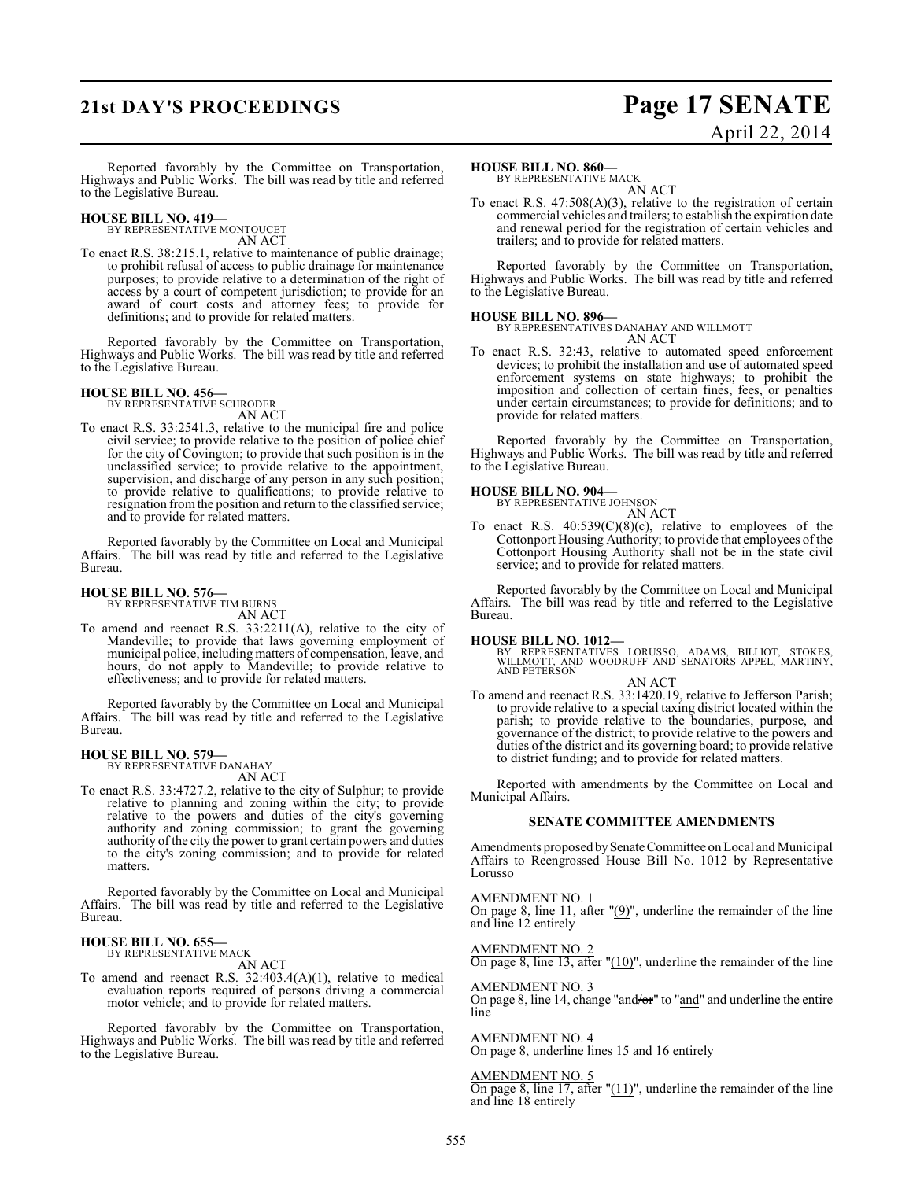Reported favorably by the Committee on Transportation, Highways and Public Works. The bill was read by title and referred to the Legislative Bureau.

**HOUSE BILL NO. 419—**
BY REPRESENTATIVE MONTOUCET
AN ACT

To enact R.S. 38:215.1, relative to maintenance of public drainage; to prohibit refusal of access to public drainage for maintenance purposes; to provide relative to a determination of the right of access by a court of competent jurisdiction; to provide for an award of court costs and attorney fees; to provide for definitions; and to provide for related matters.

Reported favorably by the Committee on Transportation, Highways and Public Works. The bill was read by title and referred to the Legislative Bureau.

**HOUSE BILL NO. 456—**
BY REPRESENTATIVE SCHRODER
AN ACT

To enact R.S. 33:2541.3, relative to the municipal fire and police civil service; to provide relative to the position of police chief for the city of Covington; to provide that such position is in the unclassified service; to provide relative to the appointment, supervision, and discharge of any person in any such position; to provide relative to qualifications; to provide relative to resignation from the position and return to the classified service; and to provide for related matters.

Reported favorably by the Committee on Local and Municipal Affairs. The bill was read by title and referred to the Legislative Bureau.

**HOUSE BILL NO. 576—**
BY REPRESENTATIVE TIM BURNS
AN ACT

To amend and reenact R.S. 33:2211(A), relative to the city of Mandeville; to provide that laws governing employment of municipal police, including matters of compensation, leave, and hours, do not apply to Mandeville; to provide relative to effectiveness; and to provide for related matters.

Reported favorably by the Committee on Local and Municipal Affairs. The bill was read by title and referred to the Legislative Bureau.

**HOUSE BILL NO. 579—**
BY REPRESENTATIVE DANAHAY
AN ACT

To enact R.S. 33:4727.2, relative to the city of Sulphur; to provide relative to planning and zoning within the city; to provide relative to the powers and duties of the city's governing authority and zoning commission; to grant the governing authority of the city the power to grant certain powers and duties to the city's zoning commission; and to provide for related matters.

Reported favorably by the Committee on Local and Municipal Affairs. The bill was read by title and referred to the Legislative Bureau.

**HOUSE BILL NO. 655—**
BY REPRESENTATIVE MACK
AN ACT

To amend and reenact R.S. 32:403.4(A)(1), relative to medical evaluation reports required of persons driving a commercial motor vehicle; and to provide for related matters.

Reported favorably by the Committee on Transportation, Highways and Public Works. The bill was read by title and referred to the Legislative Bureau.

**HOUSE BILL NO. 860—**
BY REPRESENTATIVE MACK
AN ACT

To enact R.S. 47:508(A)(3), relative to the registration of certain commercial vehicles and trailers; to establish the expiration date and renewal period for the registration of certain vehicles and trailers; and to provide for related matters.

Reported favorably by the Committee on Transportation, Highways and Public Works. The bill was read by title and referred to the Legislative Bureau.

**HOUSE BILL NO. 896—**
BY REPRESENTATIVES DANAHAY AND WILLMOTT
AN ACT

To enact R.S. 32:43, relative to automated speed enforcement devices; to prohibit the installation and use of automated speed enforcement systems on state highways; to prohibit the imposition and collection of certain fines, fees, or penalties under certain circumstances; to provide for definitions; and to provide for related matters.

Reported favorably by the Committee on Transportation, Highways and Public Works. The bill was read by title and referred to the Legislative Bureau.

**HOUSE BILL NO. 904—**
BY REPRESENTATIVE JOHNSON
AN ACT

To enact R.S. 40:539(C)(8)(c), relative to employees of the Cottonport Housing Authority; to provide that employees of the Cottonport Housing Authority shall not be in the state civil service; and to provide for related matters.

Reported favorably by the Committee on Local and Municipal Affairs. The bill was read by title and referred to the Legislative Bureau.

**HOUSE BILL NO. 1012—**
BY REPRESENTATIVES LORUSSO, ADAMS, BILLIOT, STOKES, WILLMOTT, AND WOODRUFF AND SENATORS APPEL, MARTINY, AND PETERSON
AN ACT

To amend and reenact R.S. 33:1420.19, relative to Jefferson Parish; to provide relative to a special taxing district located within the parish; to provide relative to the boundaries, purpose, and governance of the district; to provide relative to the powers and duties of the district and its governing board; to provide relative to district funding; and to provide for related matters.

Reported with amendments by the Committee on Local and Municipal Affairs.

## SENATE COMMITTEE AMENDMENTS

Amendments proposed by Senate Committee on Local and Municipal Affairs to Reengrossed House Bill No. 1012 by Representative Lorusso

AMENDMENT NO. 1
On page 8, line 11, after "(9)", underline the remainder of the line and line 12 entirely

AMENDMENT NO. 2
On page 8, line 13, after "(10)", underline the remainder of the line

AMENDMENT NO. 3
On page 8, line 14, change "and/~~or~~" to "and" and underline the entire line

AMENDMENT NO. 4
On page 8, underline lines 15 and 16 entirely

AMENDMENT NO. 5
On page 8, line 17, after "(11)", underline the remainder of the line and line 18 entirely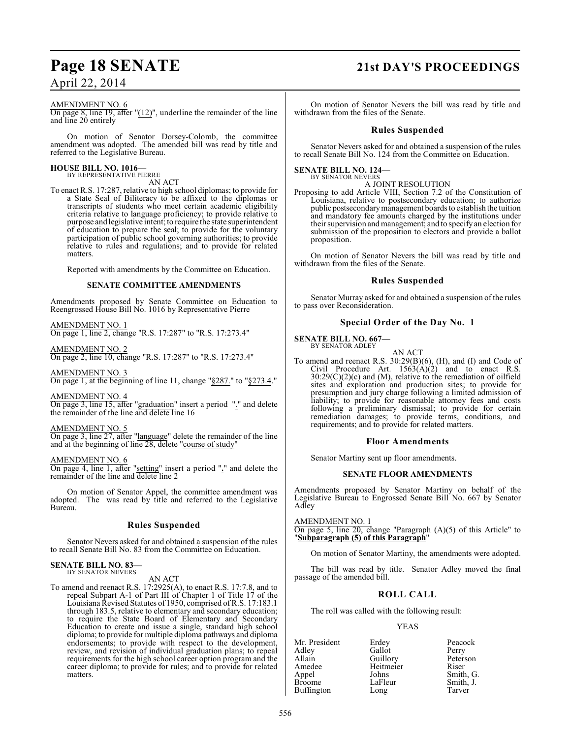AMENDMENT NO. 6
On page 8, line 19, after "(12)", underline the remainder of the line and line 20 entirely

On motion of Senator Dorsey-Colomb, the committee amendment was adopted. The amended bill was read by title and referred to the Legislative Bureau.

**HOUSE BILL NO. 1016—**
BY REPRESENTATIVE PIERRE
AN ACT
To enact R.S. 17:287, relative to high school diplomas; to provide for a State Seal of Biliteracy to be affixed to the diplomas or transcripts of students who meet certain academic eligibility criteria relative to language proficiency; to provide relative to purpose and legislative intent; to require the state superintendent of education to prepare the seal; to provide for the voluntary participation of public school governing authorities; to provide relative to rules and regulations; and to provide for related matters.

Reported with amendments by the Committee on Education.

**SENATE COMMITTEE AMENDMENTS**

Amendments proposed by Senate Committee on Education to Reengrossed House Bill No. 1016 by Representative Pierre

AMENDMENT NO. 1
On page 1, line 2, change "R.S. 17:287" to "R.S. 17:273.4"

AMENDMENT NO. 2
On page 2, line 10, change "R.S. 17:287" to "R.S. 17:273.4"

AMENDMENT NO. 3
On page 1, at the beginning of line 11, change "§287." to "§273.4."

AMENDMENT NO. 4
On page 3, line 15, after "graduation" insert a period "." and delete the remainder of the line and delete line 16

AMENDMENT NO. 5
On page 3, line 27, after "language" delete the remainder of the line and at the beginning of line 28, delete "course of study"

AMENDMENT NO. 6
On page 4, line 1, after "setting" insert a period "." and delete the remainder of the line and delete line 2

On motion of Senator Appel, the committee amendment was adopted. The was read by title and referred to the Legislative Bureau.

## Rules Suspended

Senator Nevers asked for and obtained a suspension of the rules to recall Senate Bill No. 83 from the Committee on Education.

**SENATE BILL NO. 83—**
BY SENATOR NEVERS
AN ACT
To amend and reenact R.S. 17:2925(A), to enact R.S. 17:7.8, and to repeal Subpart A-1 of Part III of Chapter 1 of Title 17 of the Louisiana Revised Statutes of 1950, comprised of R.S. 17:183.1 through 183.5, relative to elementary and secondary education; to require the State Board of Elementary and Secondary Education to create and issue a single, standard high school diploma; to provide for multiple diploma pathways and diploma endorsements; to provide with respect to the development, review, and revision of individual graduation plans; to repeal requirements for the high school career option program and the career diploma; to provide for rules; and to provide for related matters.

On motion of Senator Nevers the bill was read by title and withdrawn from the files of the Senate.

## Rules Suspended

Senator Nevers asked for and obtained a suspension of the rules to recall Senate Bill No. 124 from the Committee on Education.

**SENATE BILL NO. 124—**
BY SENATOR NEVERS
A JOINT RESOLUTION
Proposing to add Article VIII, Section 7.2 of the Constitution of Louisiana, relative to postsecondary education; to authorize public postsecondary management boards to establish the tuition and mandatory fee amounts charged by the institutions under their supervision and management; and to specify an election for submission of the proposition to electors and provide a ballot proposition.

On motion of Senator Nevers the bill was read by title and withdrawn from the files of the Senate.

## Rules Suspended

Senator Murray asked for and obtained a suspension of the rules to pass over Reconsideration.

## Special Order of the Day No. 1

**SENATE BILL NO. 667—**
BY SENATOR ADLEY
AN ACT
To amend and reenact R.S. 30:29(B)(6), (H), and (I) and Code of Civil Procedure Art. 1563(A)(2) and to enact R.S. 30:29(C)(2)(c) and (M), relative to the remediation of oilfield sites and exploration and production sites; to provide for presumption and jury charge following a limited admission of liability; to provide for reasonable attorney fees and costs following a preliminary dismissal; to provide for certain remediation damages; to provide terms, conditions, and requirements; and to provide for related matters.

## Floor Amendments

Senator Martiny sent up floor amendments.

**SENATE FLOOR AMENDMENTS**

Amendments proposed by Senator Martiny on behalf of the Legislative Bureau to Engrossed Senate Bill No. 667 by Senator Adley

AMENDMENT NO. 1
On page 5, line 20, change "Paragraph (A)(5) of this Article" to "**Subparagraph (5) of this Paragraph**"

On motion of Senator Martiny, the amendments were adopted.

The bill was read by title. Senator Adley moved the final passage of the amended bill.

## ROLL CALL

The roll was called with the following result:

YEAS

| | | |
|---|---|---|
| Mr. President | Erdey | Peacock |
| Adley | Gallot | Perry |
| Allain | Guillory | Peterson |
| Amedee | Heitmeier | Riser |
| Appel | Johns | Smith, G. |
| Broome | LaFleur | Smith, J. |
| Buffington | Long | Tarver |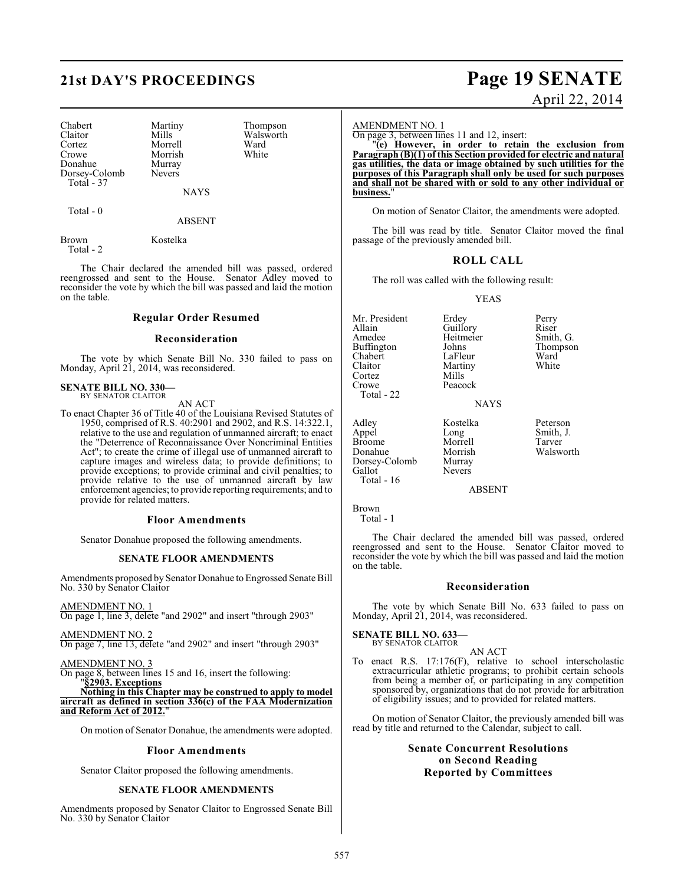| Chabert | Martiny | Thompson |
|---|---|---|
| Claitor | Mills | Walsworth |
| Cortez | Morrell | Ward |
| Crowe | Morrish | White |
| Donahue | Murray | |
| Dorsey-Colomb | Nevers | |
| Total - 37 | | |

NAYS

Total - 0

ABSENT

| Brown | Kostelka |
|---|---|
| Total - 2 | |

The Chair declared the amended bill was passed, ordered reengrossed and sent to the House. Senator Adley moved to reconsider the vote by which the bill was passed and laid the motion on the table.

## Regular Order Resumed

## Reconsideration

The vote by which Senate Bill No. 330 failed to pass on Monday, April 21, 2014, was reconsidered.

**SENATE BILL NO. 330—**
BY SENATOR CLAITOR

AN ACT

To enact Chapter 36 of Title 40 of the Louisiana Revised Statutes of 1950, comprised of R.S. 40:2901 and 2902, and R.S. 14:322.1, relative to the use and regulation of unmanned aircraft; to enact the "Deterrence of Reconnaissance Over Noncriminal Entities Act"; to create the crime of illegal use of unmanned aircraft to capture images and wireless data; to provide definitions; to provide exceptions; to provide criminal and civil penalties; to provide relative to the use of unmanned aircraft by law enforcement agencies; to provide reporting requirements; and to provide for related matters.

## Floor Amendments

Senator Donahue proposed the following amendments.

### SENATE FLOOR AMENDMENTS

Amendments proposed by Senator Donahue to Engrossed Senate Bill No. 330 by Senator Claitor

AMENDMENT NO. 1
On page 1, line 3, delete "and 2902" and insert "through 2903"

AMENDMENT NO. 2
On page 7, line 13, delete "and 2902" and insert "through 2903"

AMENDMENT NO. 3
On page 8, between lines 15 and 16, insert the following:
"**§2903. Exceptions**
**Nothing in this Chapter may be construed to apply to model aircraft as defined in section 336(c) of the FAA Modernization and Reform Act of 2012.**"

On motion of Senator Donahue, the amendments were adopted.

## Floor Amendments

Senator Claitor proposed the following amendments.

### SENATE FLOOR AMENDMENTS

Amendments proposed by Senator Claitor to Engrossed Senate Bill No. 330 by Senator Claitor

AMENDMENT NO. 1
On page 3, between lines 11 and 12, insert:
"**(e) However, in order to retain the exclusion from Paragraph (B)(1) of this Section provided for electric and natural gas utilities, the data or image obtained by such utilities for the purposes of this Paragraph shall only be used for such purposes and shall not be shared with or sold to any other individual or business.**"

On motion of Senator Claitor, the amendments were adopted.

The bill was read by title. Senator Claitor moved the final passage of the previously amended bill.

## ROLL CALL

The roll was called with the following result:

YEAS

| Mr. President | Erdey | Perry |
|---|---|---|
| Allain | Guillory | Riser |
| Amedee | Heitmeier | Smith, G. |
| Buffington | Johns | Thompson |
| Chabert | LaFleur | Ward |
| Claitor | Martiny | White |
| Cortez | Mills | |
| Crowe | Peacock | |
| Total - 22 | | |

NAYS

| Adley | Kostelka | Peterson |
|---|---|---|
| Appel | Long | Smith, J. |
| Broome | Morrell | Tarver |
| Donahue | Morrish | Walsworth |
| Dorsey-Colomb | Murray | |
| Gallot | Nevers | |
| Total - 16 | | |

ABSENT

Brown
Total - 1

The Chair declared the amended bill was passed, ordered reengrossed and sent to the House. Senator Claitor moved to reconsider the vote by which the bill was passed and laid the motion on the table.

## Reconsideration

The vote by which Senate Bill No. 633 failed to pass on Monday, April 21, 2014, was reconsidered.

**SENATE BILL NO. 633—**
BY SENATOR CLAITOR

AN ACT

To enact R.S. 17:176(F), relative to school interscholastic extracurricular athletic programs; to prohibit certain schools from being a member of, or participating in any competition sponsored by, organizations that do not provide for arbitration of eligibility issues; and to provided for related matters.

On motion of Senator Claitor, the previously amended bill was read by title and returned to the Calendar, subject to call.

## Senate Concurrent Resolutions on Second Reading Reported by Committees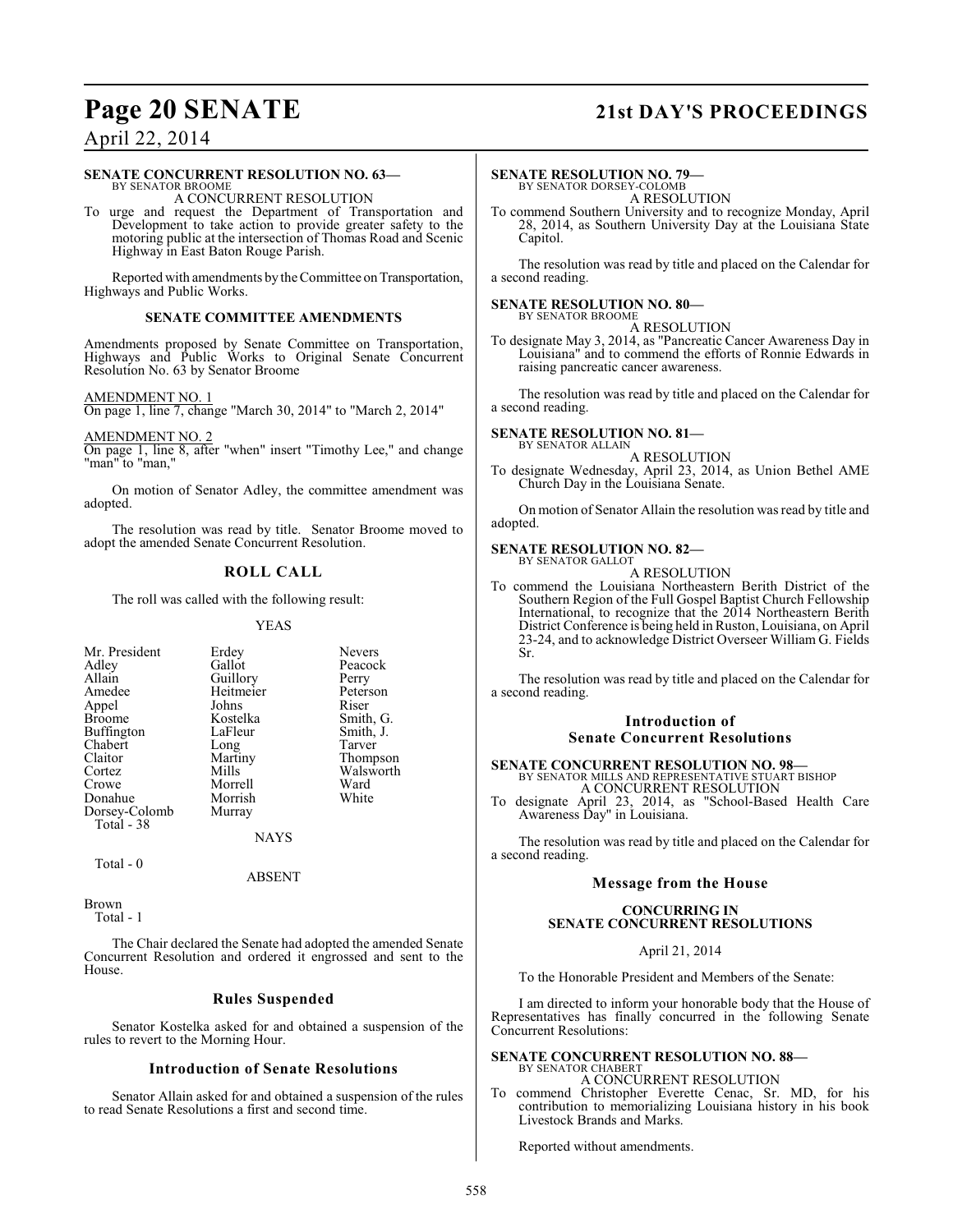**SENATE CONCURRENT RESOLUTION NO. 63—**
BY SENATOR BROOME

A CONCURRENT RESOLUTION

To urge and request the Department of Transportation and Development to take action to provide greater safety to the motoring public at the intersection of Thomas Road and Scenic Highway in East Baton Rouge Parish.

Reported with amendments by the Committee on Transportation, Highways and Public Works.

### SENATE COMMITTEE AMENDMENTS

Amendments proposed by Senate Committee on Transportation, Highways and Public Works to Original Senate Concurrent Resolution No. 63 by Senator Broome

AMENDMENT NO. 1
On page 1, line 7, change "March 30, 2014" to "March 2, 2014"

AMENDMENT NO. 2
On page 1, line 8, after "when" insert "Timothy Lee," and change "man" to "man,"

On motion of Senator Adley, the committee amendment was adopted.

The resolution was read by title. Senator Broome moved to adopt the amended Senate Concurrent Resolution.

### ROLL CALL

The roll was called with the following result:

YEAS

| | | |
|---|---|---|
| Mr. President | Erdey | Nevers |
| Adley | Gallot | Peacock |
| Allain | Guillory | Perry |
| Amedee | Heitmeier | Peterson |
| Appel | Johns | Riser |
| Broome | Kostelka | Smith, G. |
| Buffington | LaFleur | Smith, J. |
| Chabert | Long | Tarver |
| Claitor | Martiny | Thompson |
| Cortez | Mills | Walsworth |
| Crowe | Morrell | Ward |
| Donahue | Morrish | White |
| Dorsey-Colomb | Murray | |

Total - 38

NAYS

Total - 0

ABSENT

Brown
Total - 1

The Chair declared the Senate had adopted the amended Senate Concurrent Resolution and ordered it engrossed and sent to the House.

### Rules Suspended

Senator Kostelka asked for and obtained a suspension of the rules to revert to the Morning Hour.

### Introduction of Senate Resolutions

Senator Allain asked for and obtained a suspension of the rules to read Senate Resolutions a first and second time.

**SENATE RESOLUTION NO. 79—**
BY SENATOR DORSEY-COLOMB

A RESOLUTION

To commend Southern University and to recognize Monday, April 28, 2014, as Southern University Day at the Louisiana State Capitol.

The resolution was read by title and placed on the Calendar for a second reading.

**SENATE RESOLUTION NO. 80—**
BY SENATOR BROOME

A RESOLUTION

To designate May 3, 2014, as "Pancreatic Cancer Awareness Day in Louisiana" and to commend the efforts of Ronnie Edwards in raising pancreatic cancer awareness.

The resolution was read by title and placed on the Calendar for a second reading.

**SENATE RESOLUTION NO. 81—**
BY SENATOR ALLAIN

A RESOLUTION

To designate Wednesday, April 23, 2014, as Union Bethel AME Church Day in the Louisiana Senate.

On motion of Senator Allain the resolution was read by title and adopted.

**SENATE RESOLUTION NO. 82—**
BY SENATOR GALLOT

A RESOLUTION

To commend the Louisiana Northeastern Berith District of the Southern Region of the Full Gospel Baptist Church Fellowship International, to recognize that the 2014 Northeastern Berith District Conference is being held in Ruston, Louisiana, on April 23-24, and to acknowledge District Overseer William G. Fields Sr.

The resolution was read by title and placed on the Calendar for a second reading.

### Introduction of Senate Concurrent Resolutions

**SENATE CONCURRENT RESOLUTION NO. 98—**
BY SENATOR MILLS AND REPRESENTATIVE STUART BISHOP

A CONCURRENT RESOLUTION

To designate April 23, 2014, as "School-Based Health Care Awareness Day" in Louisiana.

The resolution was read by title and placed on the Calendar for a second reading.

### Message from the House

**CONCURRING IN SENATE CONCURRENT RESOLUTIONS**

April 21, 2014

To the Honorable President and Members of the Senate:

I am directed to inform your honorable body that the House of Representatives has finally concurred in the following Senate Concurrent Resolutions:

**SENATE CONCURRENT RESOLUTION NO. 88—**
BY SENATOR CHABERT

A CONCURRENT RESOLUTION

To commend Christopher Everette Cenac, Sr. MD, for his contribution to memorializing Louisiana history in his book Livestock Brands and Marks.

Reported without amendments.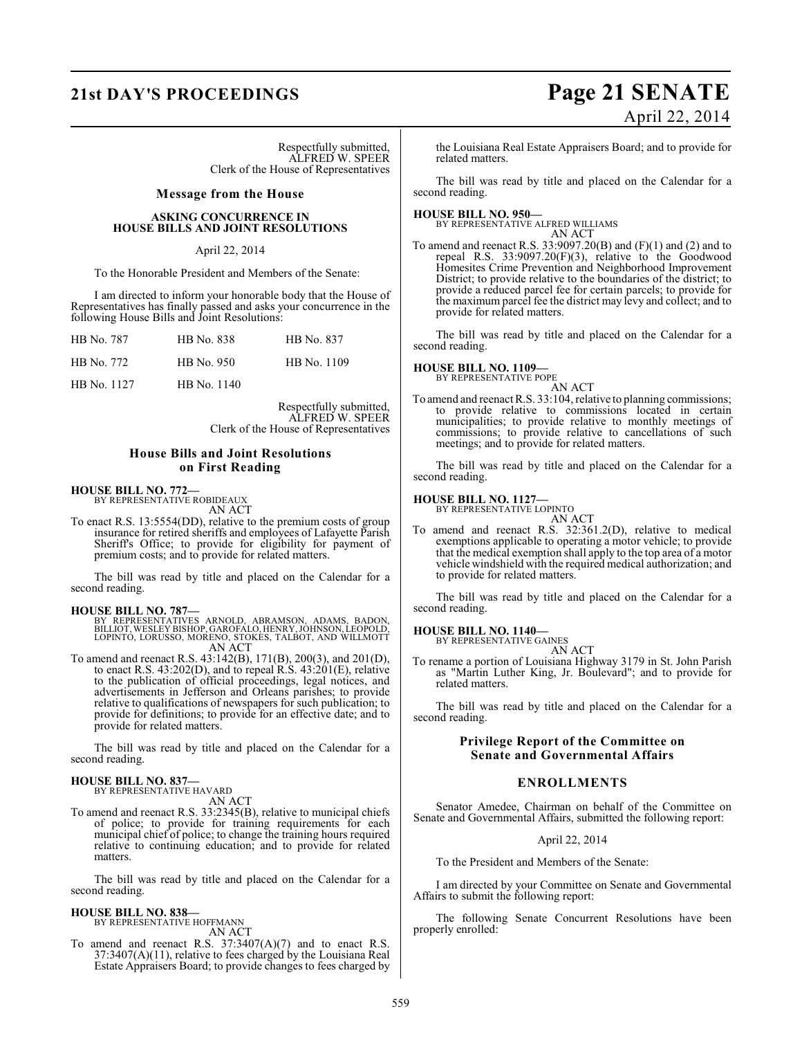Respectfully submitted,
ALFRED W. SPEER
Clerk of the House of Representatives

## Message from the House

### ASKING CONCURRENCE IN HOUSE BILLS AND JOINT RESOLUTIONS

April 22, 2014

To the Honorable President and Members of the Senate:

I am directed to inform your honorable body that the House of Representatives has finally passed and asks your concurrence in the following House Bills and Joint Resolutions:

| | | |
|---|---|---|
| HB No. 787 | HB No. 838 | HB No. 837 |
| HB No. 772 | HB No. 950 | HB No. 1109 |
| HB No. 1127 | HB No. 1140 | |

Respectfully submitted,
ALFRED W. SPEER
Clerk of the House of Representatives

## House Bills and Joint Resolutions on First Reading

**HOUSE BILL NO. 772—**
BY REPRESENTATIVE ROBIDEAUX
AN ACT

To enact R.S. 13:5554(DD), relative to the premium costs of group insurance for retired sheriffs and employees of Lafayette Parish Sheriff's Office; to provide for eligibility for payment of premium costs; and to provide for related matters.

The bill was read by title and placed on the Calendar for a second reading.

**HOUSE BILL NO. 787—**
BY REPRESENTATIVES ARNOLD, ABRAMSON, ADAMS, BADON, BILLIOT, WESLEY BISHOP, GAROFALO, HENRY, JOHNSON, LEOPOLD, LOPINTO, LORUSSO, MORENO, STOKES, TALBOT, AND WILLMOTT
AN ACT

To amend and reenact R.S. 43:142(B), 171(B), 200(3), and 201(D), to enact R.S. 43:202(D), and to repeal R.S. 43:201(E), relative to the publication of official proceedings, legal notices, and advertisements in Jefferson and Orleans parishes; to provide relative to qualifications of newspapers for such publication; to provide for definitions; to provide for an effective date; and to provide for related matters.

The bill was read by title and placed on the Calendar for a second reading.

**HOUSE BILL NO. 837—**
BY REPRESENTATIVE HAVARD
AN ACT

To amend and reenact R.S. 33:2345(B), relative to municipal chiefs of police; to provide for training requirements for each municipal chief of police; to change the training hours required relative to continuing education; and to provide for related matters.

The bill was read by title and placed on the Calendar for a second reading.

**HOUSE BILL NO. 838—**
BY REPRESENTATIVE HOFFMANN
AN ACT

To amend and reenact R.S. 37:3407(A)(7) and to enact R.S. 37:3407(A)(11), relative to fees charged by the Louisiana Real Estate Appraisers Board; to provide changes to fees charged by the Louisiana Real Estate Appraisers Board; and to provide for related matters.

The bill was read by title and placed on the Calendar for a second reading.

**HOUSE BILL NO. 950—**
BY REPRESENTATIVE ALFRED WILLIAMS
AN ACT

To amend and reenact R.S. 33:9097.20(B) and (F)(1) and (2) and to repeal R.S. 33:9097.20(F)(3), relative to the Goodwood Homesites Crime Prevention and Neighborhood Improvement District; to provide relative to the boundaries of the district; to provide a reduced parcel fee for certain parcels; to provide for the maximum parcel fee the district may levy and collect; and to provide for related matters.

The bill was read by title and placed on the Calendar for a second reading.

**HOUSE BILL NO. 1109—**
BY REPRESENTATIVE POPE
AN ACT

To amend and reenact R.S. 33:104, relative to planning commissions; to provide relative to commissions located in certain municipalities; to provide relative to monthly meetings of commissions; to provide relative to cancellations of such meetings; and to provide for related matters.

The bill was read by title and placed on the Calendar for a second reading.

**HOUSE BILL NO. 1127—**
BY REPRESENTATIVE LOPINTO
AN ACT

To amend and reenact R.S. 32:361.2(D), relative to medical exemptions applicable to operating a motor vehicle; to provide that the medical exemption shall apply to the top area of a motor vehicle windshield with the required medical authorization; and to provide for related matters.

The bill was read by title and placed on the Calendar for a second reading.

**HOUSE BILL NO. 1140—**
BY REPRESENTATIVE GAINES
AN ACT

To rename a portion of Louisiana Highway 3179 in St. John Parish as "Martin Luther King, Jr. Boulevard"; and to provide for related matters.

The bill was read by title and placed on the Calendar for a second reading.

## Privilege Report of the Committee on Senate and Governmental Affairs

### ENROLLMENTS

Senator Amedee, Chairman on behalf of the Committee on Senate and Governmental Affairs, submitted the following report:

April 22, 2014

To the President and Members of the Senate:

I am directed by your Committee on Senate and Governmental Affairs to submit the following report:

The following Senate Concurrent Resolutions have been properly enrolled: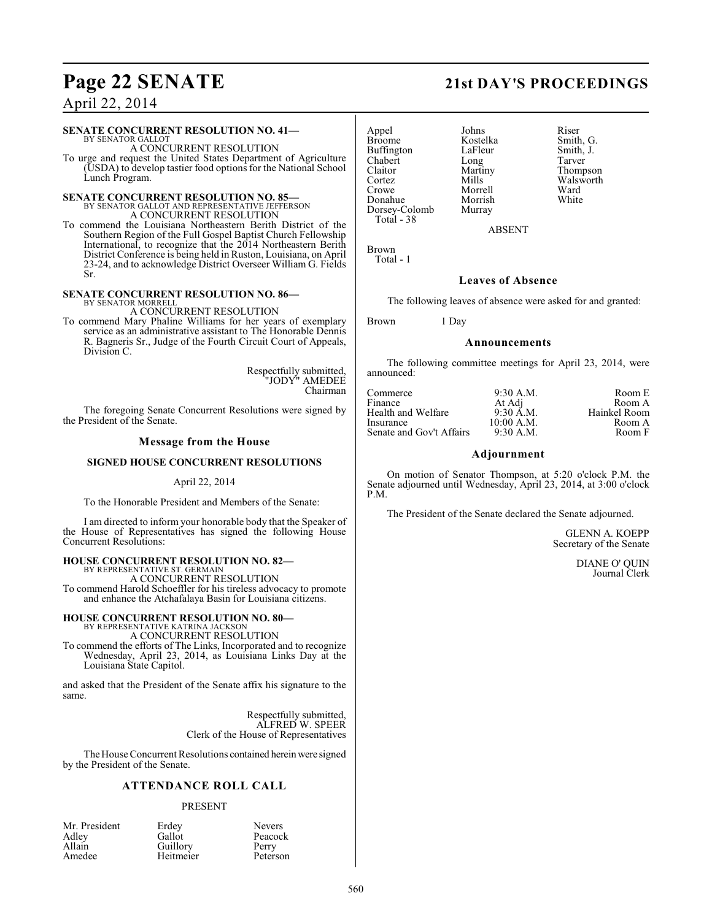**SENATE CONCURRENT RESOLUTION NO. 41—**
BY SENATOR GALLOT
A CONCURRENT RESOLUTION
To urge and request the United States Department of Agriculture (USDA) to develop tastier food options for the National School Lunch Program.

**SENATE CONCURRENT RESOLUTION NO. 85—**
BY SENATOR GALLOT AND REPRESENTATIVE JEFFERSON
A CONCURRENT RESOLUTION
To commend the Louisiana Northeastern Berith District of the Southern Region of the Full Gospel Baptist Church Fellowship International, to recognize that the 2014 Northeastern Berith District Conference is being held in Ruston, Louisiana, on April 23-24, and to acknowledge District Overseer William G. Fields Sr.

**SENATE CONCURRENT RESOLUTION NO. 86—**
BY SENATOR MORRELL
A CONCURRENT RESOLUTION
To commend Mary Phaline Williams for her years of exemplary service as an administrative assistant to The Honorable Dennis R. Bagneris Sr., Judge of the Fourth Circuit Court of Appeals, Division C.

Respectfully submitted,
"JODY" AMEDEE
Chairman

The foregoing Senate Concurrent Resolutions were signed by the President of the Senate.

## Message from the House

### SIGNED HOUSE CONCURRENT RESOLUTIONS

April 22, 2014

To the Honorable President and Members of the Senate:

I am directed to inform your honorable body that the Speaker of the House of Representatives has signed the following House Concurrent Resolutions:

**HOUSE CONCURRENT RESOLUTION NO. 82—**
BY REPRESENTATIVE ST. GERMAIN
A CONCURRENT RESOLUTION
To commend Harold Schoeffler for his tireless advocacy to promote and enhance the Atchafalaya Basin for Louisiana citizens.

**HOUSE CONCURRENT RESOLUTION NO. 80—**
BY REPRESENTATIVE KATRINA JACKSON
A CONCURRENT RESOLUTION
To commend the efforts of The Links, Incorporated and to recognize Wednesday, April 23, 2014, as Louisiana Links Day at the Louisiana State Capitol.

and asked that the President of the Senate affix his signature to the same.

Respectfully submitted,
ALFRED W. SPEER
Clerk of the House of Representatives

The House Concurrent Resolutions contained herein were signed by the President of the Senate.

## ATTENDANCE ROLL CALL

PRESENT

| | | |
|---|---|---|
| Mr. President | Erdey | Nevers |
| Adley | Gallot | Peacock |
| Allain | Guillory | Perry |
| Amedee | Heitmeier | Peterson |
| Appel | Johns | Riser |
| Broome | Kostelka | Smith, G. |
| Buffington | LaFleur | Smith, J. |
| Chabert | Long | Tarver |
| Claitor | Martiny | Thompson |
| Cortez | Mills | Walsworth |
| Crowe | Morrell | Ward |
| Donahue | Morrish | White |
| Dorsey-Colomb | Murray | |
| Total - 38 | | |

ABSENT

Brown
Total - 1

## Leaves of Absence

The following leaves of absence were asked for and granted:

Brown 1 Day

## Announcements

The following committee meetings for April 23, 2014, were announced:

| | | |
|---|---|---|
| Commerce | 9:30 A.M. | Room E |
| Finance | At Adj | Room A |
| Health and Welfare | 9:30 A.M. | Hainkel Room |
| Insurance | 10:00 A.M. | Room A |
| Senate and Gov't Affairs | 9:30 A.M. | Room F |

## Adjournment

On motion of Senator Thompson, at 5:20 o'clock P.M. the Senate adjourned until Wednesday, April 23, 2014, at 3:00 o'clock P.M.

The President of the Senate declared the Senate adjourned.

GLENN A. KOEPP
Secretary of the Senate

DIANE O' QUIN
Journal Clerk